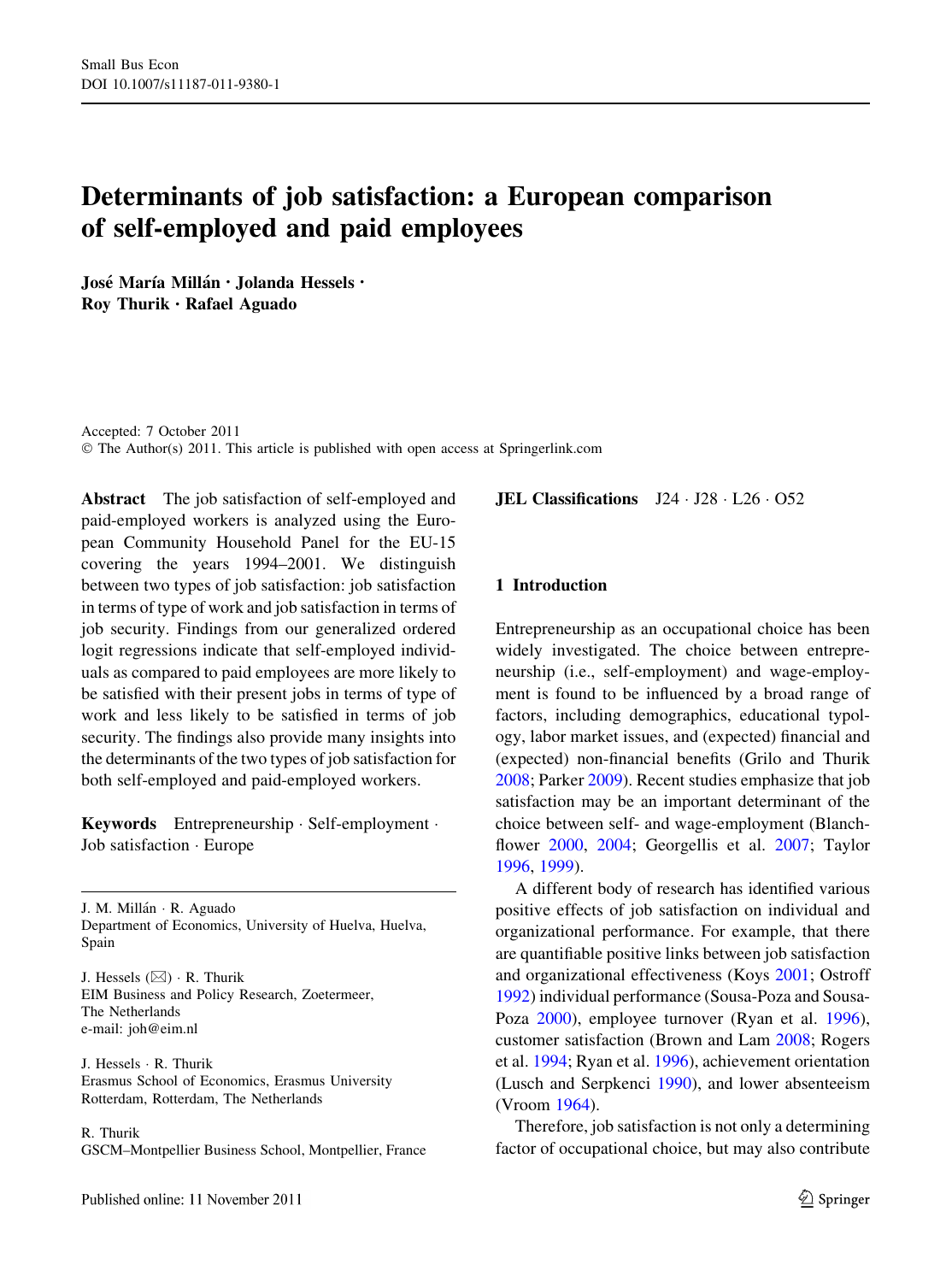# Determinants of job satisfaction: a European comparison of self-employed and paid employees

**José María Millán · Jolanda Hessels · Roy Thurik · Rafael Aguado**

Accepted: 7 October 2011
© The Author(s) 2011. This article is published with open access at Springerlink.com

**Abstract** The job satisfaction of self-employed and paid-employed workers is analyzed using the European Community Household Panel for the EU-15 covering the years 1994–2001. We distinguish between two types of job satisfaction: job satisfaction in terms of type of work and job satisfaction in terms of job security. Findings from our generalized ordered logit regressions indicate that self-employed individuals as compared to paid employees are more likely to be satisfied with their present jobs in terms of type of work and less likely to be satisfied in terms of job security. The findings also provide many insights into the determinants of the two types of job satisfaction for both self-employed and paid-employed workers.

**Keywords** Entrepreneurship · Self-employment · Job satisfaction · Europe

J. M. Millán · R. Aguado
Department of Economics, University of Huelva, Huelva, Spain

J. Hessels (✉) · R. Thurik
EIM Business and Policy Research, Zoetermeer, The Netherlands
e-mail: joh@eim.nl

J. Hessels · R. Thurik
Erasmus School of Economics, Erasmus University Rotterdam, Rotterdam, The Netherlands

R. Thurik
GSCM–Montpellier Business School, Montpellier, France

**JEL Classifications** J24 · J28 · L26 · O52

## 1 Introduction

Entrepreneurship as an occupational choice has been widely investigated. The choice between entrepreneurship (i.e., self-employment) and wage-employment is found to be influenced by a broad range of factors, including demographics, educational typology, labor market issues, and (expected) financial and (expected) non-financial benefits (Grilo and Thurik 2008; Parker 2009). Recent studies emphasize that job satisfaction may be an important determinant of the choice between self- and wage-employment (Blanchflower 2000, 2004; Georgellis et al. 2007; Taylor 1996, 1999).

A different body of research has identified various positive effects of job satisfaction on individual and organizational performance. For example, that there are quantifiable positive links between job satisfaction and organizational effectiveness (Koys 2001; Ostroff 1992) individual performance (Sousa-Poza and Sousa-Poza 2000), employee turnover (Ryan et al. 1996), customer satisfaction (Brown and Lam 2008; Rogers et al. 1994; Ryan et al. 1996), achievement orientation (Lusch and Serpkenci 1990), and lower absenteeism (Vroom 1964).

Therefore, job satisfaction is not only a determining factor of occupational choice, but may also contribute

Published online: 11 November 2011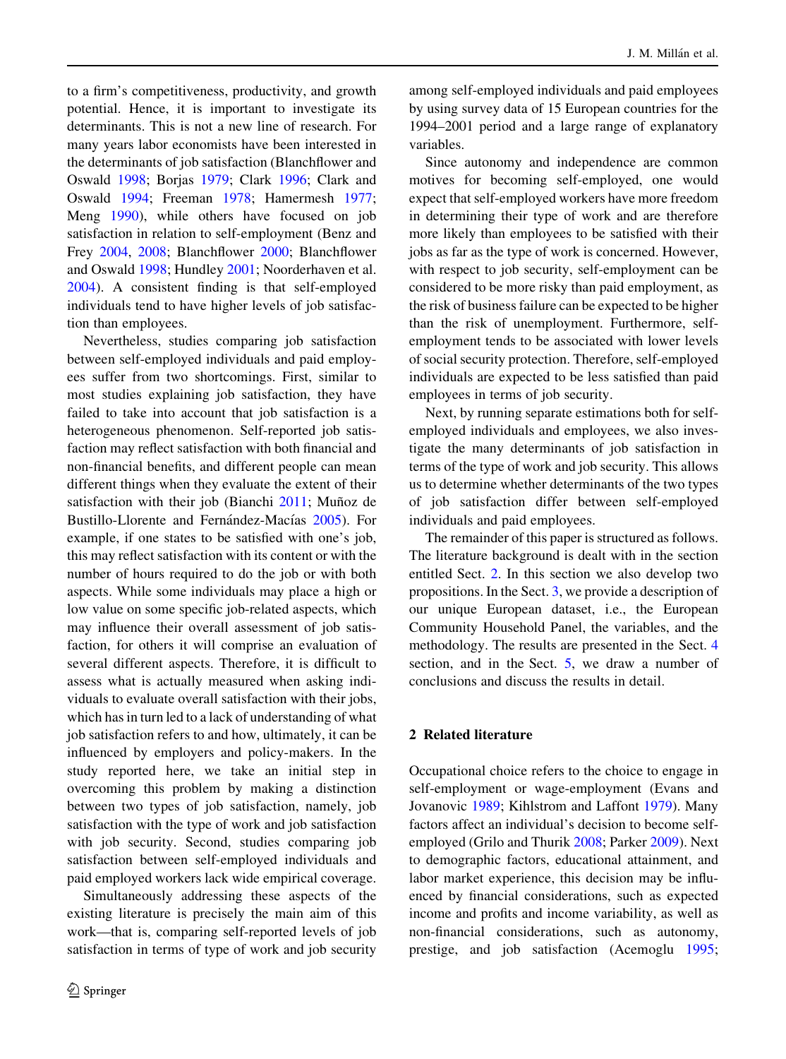to a firm's competitiveness, productivity, and growth potential. Hence, it is important to investigate its determinants. This is not a new line of research. For many years labor economists have been interested in the determinants of job satisfaction (Blanchflower and Oswald 1998; Borjas 1979; Clark 1996; Clark and Oswald 1994; Freeman 1978; Hamermesh 1977; Meng 1990), while others have focused on job satisfaction in relation to self-employment (Benz and Frey 2004, 2008; Blanchflower 2000; Blanchflower and Oswald 1998; Hundley 2001; Noorderhaven et al. 2004). A consistent finding is that self-employed individuals tend to have higher levels of job satisfaction than employees.

Nevertheless, studies comparing job satisfaction between self-employed individuals and paid employees suffer from two shortcomings. First, similar to most studies explaining job satisfaction, they have failed to take into account that job satisfaction is a heterogeneous phenomenon. Self-reported job satisfaction may reflect satisfaction with both financial and non-financial benefits, and different people can mean different things when they evaluate the extent of their satisfaction with their job (Bianchi 2011; Muñoz de Bustillo-Llorente and Fernández-Macías 2005). For example, if one states to be satisfied with one's job, this may reflect satisfaction with its content or with the number of hours required to do the job or with both aspects. While some individuals may place a high or low value on some specific job-related aspects, which may influence their overall assessment of job satisfaction, for others it will comprise an evaluation of several different aspects. Therefore, it is difficult to assess what is actually measured when asking individuals to evaluate overall satisfaction with their jobs, which has in turn led to a lack of understanding of what job satisfaction refers to and how, ultimately, it can be influenced by employers and policy-makers. In the study reported here, we take an initial step in overcoming this problem by making a distinction between two types of job satisfaction, namely, job satisfaction with the type of work and job satisfaction with job security. Second, studies comparing job satisfaction between self-employed individuals and paid employed workers lack wide empirical coverage.

Simultaneously addressing these aspects of the existing literature is precisely the main aim of this work—that is, comparing self-reported levels of job satisfaction in terms of type of work and job security among self-employed individuals and paid employees by using survey data of 15 European countries for the 1994–2001 period and a large range of explanatory variables.

Since autonomy and independence are common motives for becoming self-employed, one would expect that self-employed workers have more freedom in determining their type of work and are therefore more likely than employees to be satisfied with their jobs as far as the type of work is concerned. However, with respect to job security, self-employment can be considered to be more risky than paid employment, as the risk of business failure can be expected to be higher than the risk of unemployment. Furthermore, self-employment tends to be associated with lower levels of social security protection. Therefore, self-employed individuals are expected to be less satisfied than paid employees in terms of job security.

Next, by running separate estimations both for self-employed individuals and employees, we also investigate the many determinants of job satisfaction in terms of the type of work and job security. This allows us to determine whether determinants of the two types of job satisfaction differ between self-employed individuals and paid employees.

The remainder of this paper is structured as follows. The literature background is dealt with in the section entitled Sect. 2. In this section we also develop two propositions. In the Sect. 3, we provide a description of our unique European dataset, i.e., the European Community Household Panel, the variables, and the methodology. The results are presented in the Sect. 4 section, and in the Sect. 5, we draw a number of conclusions and discuss the results in detail.

## 2 Related literature

Occupational choice refers to the choice to engage in self-employment or wage-employment (Evans and Jovanovic 1989; Kihlstrom and Laffont 1979). Many factors affect an individual's decision to become self-employed (Grilo and Thurik 2008; Parker 2009). Next to demographic factors, educational attainment, and labor market experience, this decision may be influenced by financial considerations, such as expected income and profits and income variability, as well as non-financial considerations, such as autonomy, prestige, and job satisfaction (Acemoglu 1995;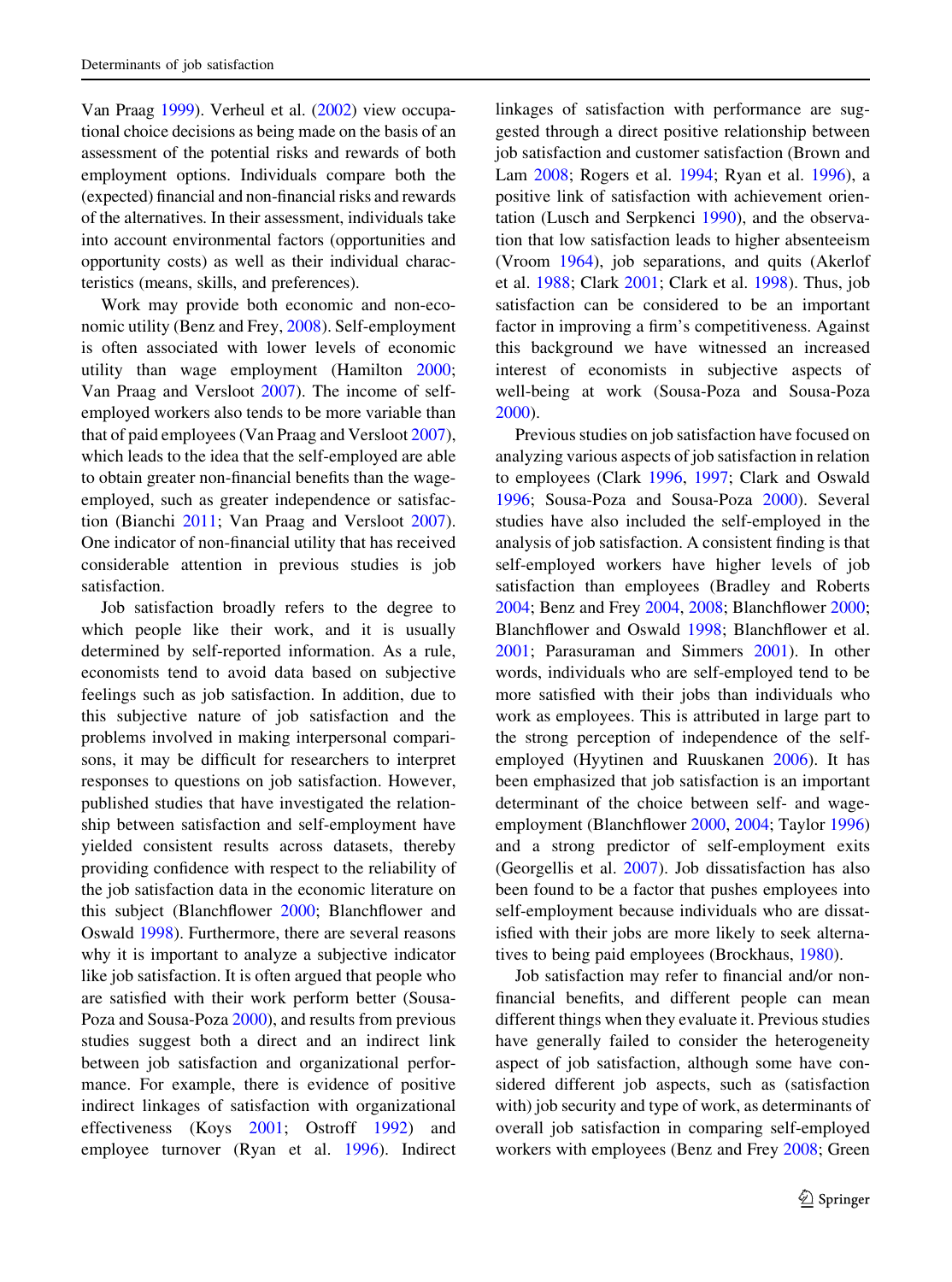Van Praag 1999). Verheul et al. (2002) view occupational choice decisions as being made on the basis of an assessment of the potential risks and rewards of both employment options. Individuals compare both the (expected) financial and non-financial risks and rewards of the alternatives. In their assessment, individuals take into account environmental factors (opportunities and opportunity costs) as well as their individual characteristics (means, skills, and preferences).

Work may provide both economic and non-economic utility (Benz and Frey, 2008). Self-employment is often associated with lower levels of economic utility than wage employment (Hamilton 2000; Van Praag and Versloot 2007). The income of self-employed workers also tends to be more variable than that of paid employees (Van Praag and Versloot 2007), which leads to the idea that the self-employed are able to obtain greater non-financial benefits than the wage-employed, such as greater independence or satisfaction (Bianchi 2011; Van Praag and Versloot 2007). One indicator of non-financial utility that has received considerable attention in previous studies is job satisfaction.

Job satisfaction broadly refers to the degree to which people like their work, and it is usually determined by self-reported information. As a rule, economists tend to avoid data based on subjective feelings such as job satisfaction. In addition, due to this subjective nature of job satisfaction and the problems involved in making interpersonal comparisons, it may be difficult for researchers to interpret responses to questions on job satisfaction. However, published studies that have investigated the relationship between satisfaction and self-employment have yielded consistent results across datasets, thereby providing confidence with respect to the reliability of the job satisfaction data in the economic literature on this subject (Blanchflower 2000; Blanchflower and Oswald 1998). Furthermore, there are several reasons why it is important to analyze a subjective indicator like job satisfaction. It is often argued that people who are satisfied with their work perform better (Sousa-Poza and Sousa-Poza 2000), and results from previous studies suggest both a direct and an indirect link between job satisfaction and organizational performance. For example, there is evidence of positive indirect linkages of satisfaction with organizational effectiveness (Koys 2001; Ostroff 1992) and employee turnover (Ryan et al. 1996). Indirect linkages of satisfaction with performance are suggested through a direct positive relationship between job satisfaction and customer satisfaction (Brown and Lam 2008; Rogers et al. 1994; Ryan et al. 1996), a positive link of satisfaction with achievement orientation (Lusch and Serpkenci 1990), and the observation that low satisfaction leads to higher absenteeism (Vroom 1964), job separations, and quits (Akerlof et al. 1988; Clark 2001; Clark et al. 1998). Thus, job satisfaction can be considered to be an important factor in improving a firm's competitiveness. Against this background we have witnessed an increased interest of economists in subjective aspects of well-being at work (Sousa-Poza and Sousa-Poza 2000).

Previous studies on job satisfaction have focused on analyzing various aspects of job satisfaction in relation to employees (Clark 1996, 1997; Clark and Oswald 1996; Sousa-Poza and Sousa-Poza 2000). Several studies have also included the self-employed in the analysis of job satisfaction. A consistent finding is that self-employed workers have higher levels of job satisfaction than employees (Bradley and Roberts 2004; Benz and Frey 2004, 2008; Blanchflower 2000; Blanchflower and Oswald 1998; Blanchflower et al. 2001; Parasuraman and Simmers 2001). In other words, individuals who are self-employed tend to be more satisfied with their jobs than individuals who work as employees. This is attributed in large part to the strong perception of independence of the self-employed (Hyytinen and Ruuskanen 2006). It has been emphasized that job satisfaction is an important determinant of the choice between self- and wage-employment (Blanchflower 2000, 2004; Taylor 1996) and a strong predictor of self-employment exits (Georgellis et al. 2007). Job dissatisfaction has also been found to be a factor that pushes employees into self-employment because individuals who are dissatisfied with their jobs are more likely to seek alternatives to being paid employees (Brockhaus, 1980).

Job satisfaction may refer to financial and/or non-financial benefits, and different people can mean different things when they evaluate it. Previous studies have generally failed to consider the heterogeneity aspect of job satisfaction, although some have considered different job aspects, such as (satisfaction with) job security and type of work, as determinants of overall job satisfaction in comparing self-employed workers with employees (Benz and Frey 2008; Green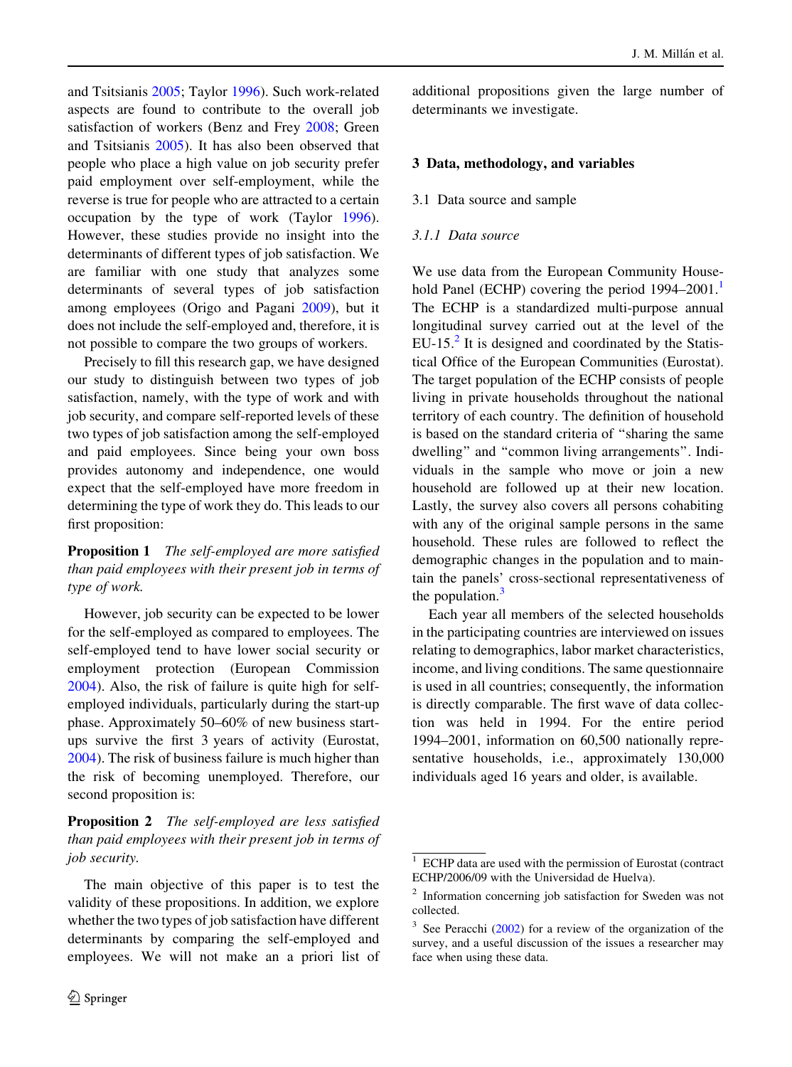and Tsitsianis 2005; Taylor 1996). Such work-related aspects are found to contribute to the overall job satisfaction of workers (Benz and Frey 2008; Green and Tsitsianis 2005). It has also been observed that people who place a high value on job security prefer paid employment over self-employment, while the reverse is true for people who are attracted to a certain occupation by the type of work (Taylor 1996). However, these studies provide no insight into the determinants of different types of job satisfaction. We are familiar with one study that analyzes some determinants of several types of job satisfaction among employees (Origo and Pagani 2009), but it does not include the self-employed and, therefore, it is not possible to compare the two groups of workers.

Precisely to fill this research gap, we have designed our study to distinguish between two types of job satisfaction, namely, with the type of work and with job security, and compare self-reported levels of these two types of job satisfaction among the self-employed and paid employees. Since being your own boss provides autonomy and independence, one would expect that the self-employed have more freedom in determining the type of work they do. This leads to our first proposition:

**Proposition 1** *The self-employed are more satisfied than paid employees with their present job in terms of type of work.*

However, job security can be expected to be lower for the self-employed as compared to employees. The self-employed tend to have lower social security or employment protection (European Commission 2004). Also, the risk of failure is quite high for self-employed individuals, particularly during the start-up phase. Approximately 50–60% of new business start-ups survive the first 3 years of activity (Eurostat, 2004). The risk of business failure is much higher than the risk of becoming unemployed. Therefore, our second proposition is:

**Proposition 2** *The self-employed are less satisfied than paid employees with their present job in terms of job security.*

The main objective of this paper is to test the validity of these propositions. In addition, we explore whether the two types of job satisfaction have different determinants by comparing the self-employed and employees. We will not make an a priori list of additional propositions given the large number of determinants we investigate.

## 3 Data, methodology, and variables

### 3.1 Data source and sample

#### *3.1.1 Data source*

We use data from the European Community Household Panel (ECHP) covering the period 1994–2001.[1] The ECHP is a standardized multi-purpose annual longitudinal survey carried out at the level of the EU-15.[2] It is designed and coordinated by the Statistical Office of the European Communities (Eurostat). The target population of the ECHP consists of people living in private households throughout the national territory of each country. The definition of household is based on the standard criteria of "sharing the same dwelling" and "common living arrangements". Individuals in the sample who move or join a new household are followed up at their new location. Lastly, the survey also covers all persons cohabiting with any of the original sample persons in the same household. These rules are followed to reflect the demographic changes in the population and to maintain the panels' cross-sectional representativeness of the population.[3]

Each year all members of the selected households in the participating countries are interviewed on issues relating to demographics, labor market characteristics, income, and living conditions. The same questionnaire is used in all countries; consequently, the information is directly comparable. The first wave of data collection was held in 1994. For the entire period 1994–2001, information on 60,500 nationally representative households, i.e., approximately 130,000 individuals aged 16 years and older, is available.

---

[1] ECHP data are used with the permission of Eurostat (contract ECHP/2006/09 with the Universidad de Huelva).

[2] Information concerning job satisfaction for Sweden was not collected.

[3] See Peracchi (2002) for a review of the organization of the survey, and a useful discussion of the issues a researcher may face when using these data.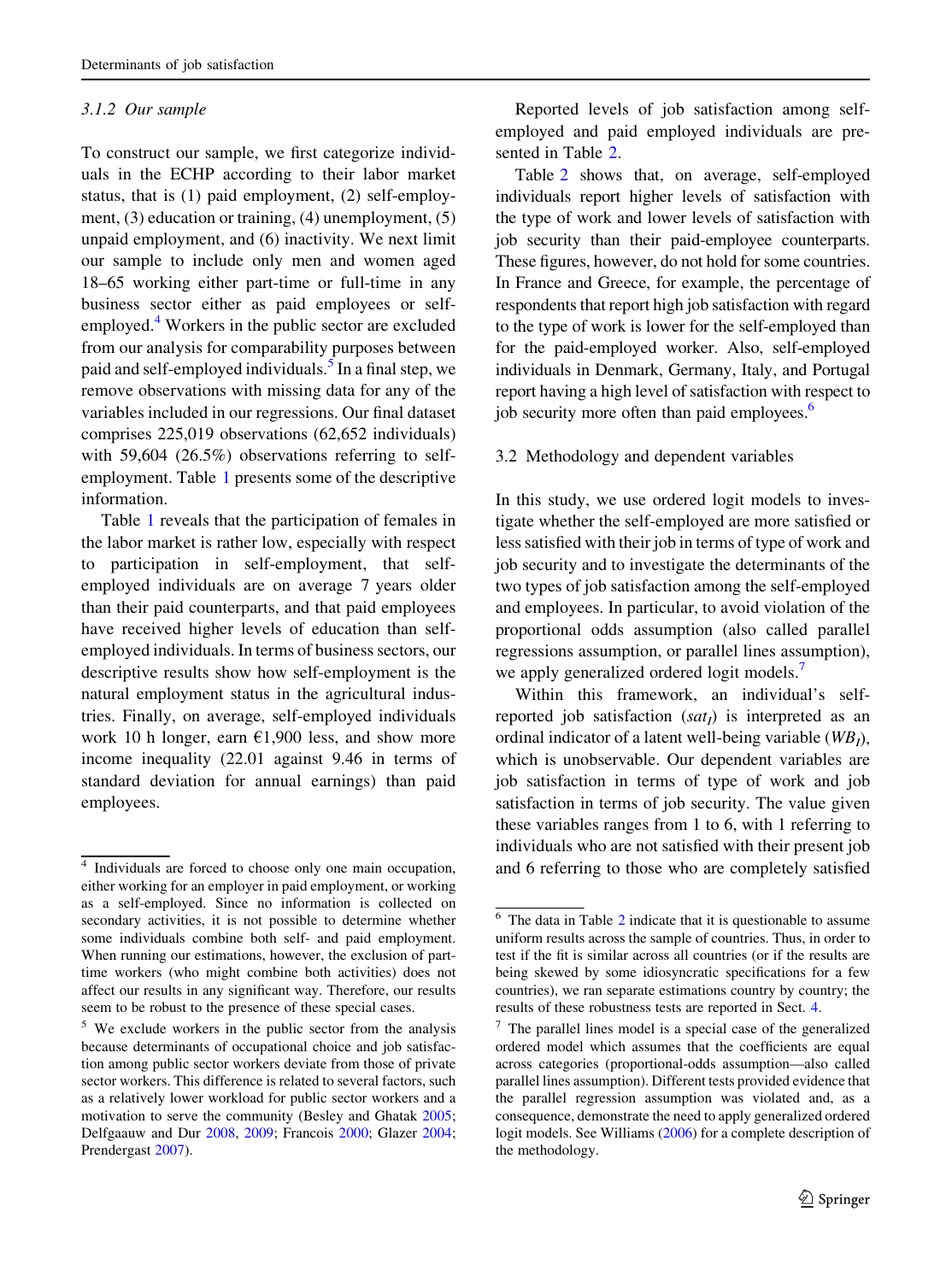### 3.1.2 Our sample

To construct our sample, we first categorize individuals in the ECHP according to their labor market status, that is (1) paid employment, (2) self-employment, (3) education or training, (4) unemployment, (5) unpaid employment, and (6) inactivity. We next limit our sample to include only men and women aged 18–65 working either part-time or full-time in any business sector either as paid employees or self-employed.[4] Workers in the public sector are excluded from our analysis for comparability purposes between paid and self-employed individuals.[5] In a final step, we remove observations with missing data for any of the variables included in our regressions. Our final dataset comprises 225,019 observations (62,652 individuals) with 59,604 (26.5%) observations referring to self-employment. Table 1 presents some of the descriptive information.

Table 1 reveals that the participation of females in the labor market is rather low, especially with respect to participation in self-employment, that self-employed individuals are on average 7 years older than their paid counterparts, and that paid employees have received higher levels of education than self-employed individuals. In terms of business sectors, our descriptive results show how self-employment is the natural employment status in the agricultural industries. Finally, on average, self-employed individuals work 10 h longer, earn €1,900 less, and show more income inequality (22.01 against 9.46 in terms of standard deviation for annual earnings) than paid employees.

Reported levels of job satisfaction among self-employed and paid employed individuals are presented in Table 2.

Table 2 shows that, on average, self-employed individuals report higher levels of satisfaction with the type of work and lower levels of satisfaction with job security than their paid-employee counterparts. These figures, however, do not hold for some countries. In France and Greece, for example, the percentage of respondents that report high job satisfaction with regard to the type of work is lower for the self-employed than for the paid-employed worker. Also, self-employed individuals in Denmark, Germany, Italy, and Portugal report having a high level of satisfaction with respect to job security more often than paid employees.[6]

## 3.2 Methodology and dependent variables

In this study, we use ordered logit models to investigate whether the self-employed are more satisfied or less satisfied with their job in terms of type of work and job security and to investigate the determinants of the two types of job satisfaction among the self-employed and employees. In particular, to avoid violation of the proportional odds assumption (also called parallel regressions assumption, or parallel lines assumption), we apply generalized ordered logit models.[7]

Within this framework, an individual's self-reported job satisfaction ($sat_I$) is interpreted as an ordinal indicator of a latent well-being variable ($WB_I$), which is unobservable. Our dependent variables are job satisfaction in terms of type of work and job satisfaction in terms of job security. The value given these variables ranges from 1 to 6, with 1 referring to individuals who are not satisfied with their present job and 6 referring to those who are completely satisfied

---

[4] Individuals are forced to choose only one main occupation, either working for an employer in paid employment, or working as a self-employed. Since no information is collected on secondary activities, it is not possible to determine whether some individuals combine both self- and paid employment. When running our estimations, however, the exclusion of part-time workers (who might combine both activities) does not affect our results in any significant way. Therefore, our results seem to be robust to the presence of these special cases.

[5] We exclude workers in the public sector from the analysis because determinants of occupational choice and job satisfaction among public sector workers deviate from those of private sector workers. This difference is related to several factors, such as a relatively lower workload for public sector workers and a motivation to serve the community (Besley and Ghatak 2005; Delfgaauw and Dur 2008, 2009; Francois 2000; Glazer 2004; Prendergast 2007).

[6] The data in Table 2 indicate that it is questionable to assume uniform results across the sample of countries. Thus, in order to test if the fit is similar across all countries (or if the results are being skewed by some idiosyncratic specifications for a few countries), we ran separate estimations country by country; the results of these robustness tests are reported in Sect. 4.

[7] The parallel lines model is a special case of the generalized ordered model which assumes that the coefficients are equal across categories (proportional-odds assumption—also called parallel lines assumption). Different tests provided evidence that the parallel regression assumption was violated and, as a consequence, demonstrate the need to apply generalized ordered logit models. See Williams (2006) for a complete description of the methodology.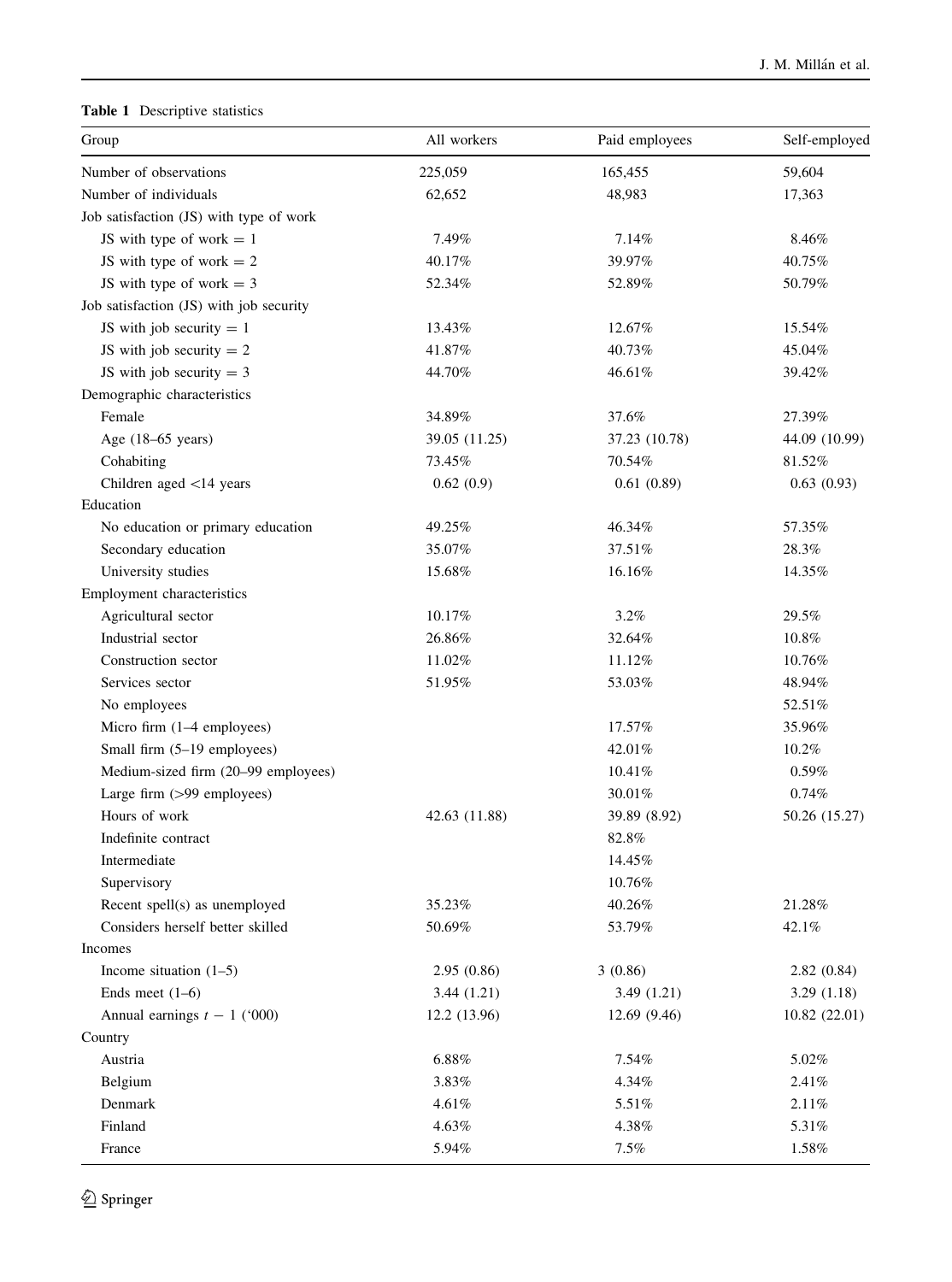**Table 1** Descriptive statistics

| Group | All workers | Paid employees | Self-employed |
|---|---|---|---|
| Number of observations | 225,059 | 165,455 | 59,604 |
| Number of individuals | 62,652 | 48,983 | 17,363 |
| Job satisfaction (JS) with type of work | | | |
| JS with type of work = 1 | 7.49% | 7.14% | 8.46% |
| JS with type of work = 2 | 40.17% | 39.97% | 40.75% |
| JS with type of work = 3 | 52.34% | 52.89% | 50.79% |
| Job satisfaction (JS) with job security | | | |
| JS with job security = 1 | 13.43% | 12.67% | 15.54% |
| JS with job security = 2 | 41.87% | 40.73% | 45.04% |
| JS with job security = 3 | 44.70% | 46.61% | 39.42% |
| Demographic characteristics | | | |
| Female | 34.89% | 37.6% | 27.39% |
| Age (18–65 years) | 39.05 (11.25) | 37.23 (10.78) | 44.09 (10.99) |
| Cohabiting | 73.45% | 70.54% | 81.52% |
| Children aged <14 years | 0.62 (0.9) | 0.61 (0.89) | 0.63 (0.93) |
| Education | | | |
| No education or primary education | 49.25% | 46.34% | 57.35% |
| Secondary education | 35.07% | 37.51% | 28.3% |
| University studies | 15.68% | 16.16% | 14.35% |
| Employment characteristics | | | |
| Agricultural sector | 10.17% | 3.2% | 29.5% |
| Industrial sector | 26.86% | 32.64% | 10.8% |
| Construction sector | 11.02% | 11.12% | 10.76% |
| Services sector | 51.95% | 53.03% | 48.94% |
| No employees | | | 52.51% |
| Micro firm (1–4 employees) | | 17.57% | 35.96% |
| Small firm (5–19 employees) | | 42.01% | 10.2% |
| Medium-sized firm (20–99 employees) | | 10.41% | 0.59% |
| Large firm (>99 employees) | | 30.01% | 0.74% |
| Hours of work | 42.63 (11.88) | 39.89 (8.92) | 50.26 (15.27) |
| Indefinite contract | | 82.8% | |
| Intermediate | | 14.45% | |
| Supervisory | | 10.76% | |
| Recent spell(s) as unemployed | 35.23% | 40.26% | 21.28% |
| Considers herself better skilled | 50.69% | 53.79% | 42.1% |
| Incomes | | | |
| Income situation (1–5) | 2.95 (0.86) | 3 (0.86) | 2.82 (0.84) |
| Ends meet (1–6) | 3.44 (1.21) | 3.49 (1.21) | 3.29 (1.18) |
| Annual earnings $t-1$ ('000) | 12.2 (13.96) | 12.69 (9.46) | 10.82 (22.01) |
| Country | | | |
| Austria | 6.88% | 7.54% | 5.02% |
| Belgium | 3.83% | 4.34% | 2.41% |
| Denmark | 4.61% | 5.51% | 2.11% |
| Finland | 4.63% | 4.38% | 5.31% |
| France | 5.94% | 7.5% | 1.58% |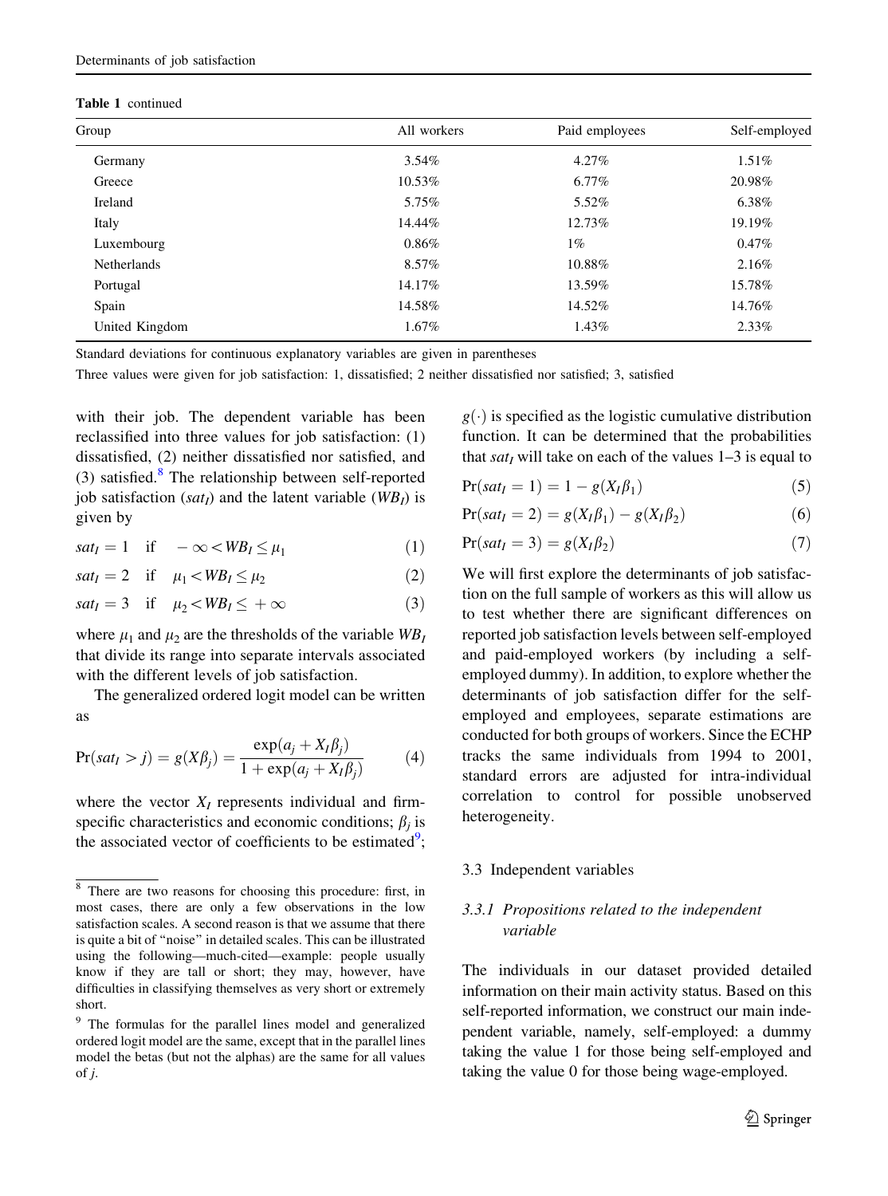**Table 1** continued

| Group | All workers | Paid employees | Self-employed |
|---|---|---|---|
| Germany | 3.54% | 4.27% | 1.51% |
| Greece | 10.53% | 6.77% | 20.98% |
| Ireland | 5.75% | 5.52% | 6.38% |
| Italy | 14.44% | 12.73% | 19.19% |
| Luxembourg | 0.86% | 1% | 0.47% |
| Netherlands | 8.57% | 10.88% | 2.16% |
| Portugal | 14.17% | 13.59% | 15.78% |
| Spain | 14.58% | 14.52% | 14.76% |
| United Kingdom | 1.67% | 1.43% | 2.33% |

Standard deviations for continuous explanatory variables are given in parentheses

Three values were given for job satisfaction: 1, dissatisfied; 2 neither dissatisfied nor satisfied; 3, satisfied

with their job. The dependent variable has been reclassified into three values for job satisfaction: (1) dissatisfied, (2) neither dissatisfied nor satisfied, and (3) satisfied.[8] The relationship between self-reported job satisfaction ($sat_I$) and the latent variable ($WB_I$) is given by

$$sat_I = 1 \quad \text{if} \quad -\infty < WB_I \leq \mu_1 \tag{1}$$

$$sat_I = 2 \quad \text{if} \quad \mu_1 < WB_I \leq \mu_2 \tag{2}$$

$$sat_I = 3 \quad \text{if} \quad \mu_2 < WB_I \leq +\infty \tag{3}$$

where $\mu_1$ and $\mu_2$ are the thresholds of the variable $WB_I$ that divide its range into separate intervals associated with the different levels of job satisfaction.

The generalized ordered logit model can be written as

$$\Pr(sat_I > j) = g(X\beta_j) = \frac{\exp(a_j + X_I\beta_j)}{1 + \exp(a_j + X_I\beta_j)} \tag{4}$$

where the vector $X_I$ represents individual and firm-specific characteristics and economic conditions; $\beta_j$ is the associated vector of coefficients to be estimated[9]; $g(\cdot)$ is specified as the logistic cumulative distribution function. It can be determined that the probabilities that $sat_I$ will take on each of the values 1–3 is equal to

$$\Pr(sat_I = 1) = 1 - g(X_I\beta_1) \tag{5}$$

$$\Pr(sat_I = 2) = g(X_I\beta_1) - g(X_I\beta_2) \tag{6}$$

$$\Pr(sat_I = 3) = g(X_I\beta_2) \tag{7}$$

We will first explore the determinants of job satisfaction on the full sample of workers as this will allow us to test whether there are significant differences on reported job satisfaction levels between self-employed and paid-employed workers (by including a self-employed dummy). In addition, to explore whether the determinants of job satisfaction differ for the self-employed and employees, separate estimations are conducted for both groups of workers. Since the ECHP tracks the same individuals from 1994 to 2001, standard errors are adjusted for intra-individual correlation to control for possible unobserved heterogeneity.

### 3.3 Independent variables

#### 3.3.1 *Propositions related to the independent variable*

The individuals in our dataset provided detailed information on their main activity status. Based on this self-reported information, we construct our main independent variable, namely, self-employed: a dummy taking the value 1 for those being self-employed and taking the value 0 for those being wage-employed.

---

[8] There are two reasons for choosing this procedure: first, in most cases, there are only a few observations in the low satisfaction scales. A second reason is that we assume that there is quite a bit of "noise" in detailed scales. This can be illustrated using the following—much-cited—example: people usually know if they are tall or short; they may, however, have difficulties in classifying themselves as very short or extremely short.

[9] The formulas for the parallel lines model and generalized ordered logit model are the same, except that in the parallel lines model the betas (but not the alphas) are the same for all values of $j$.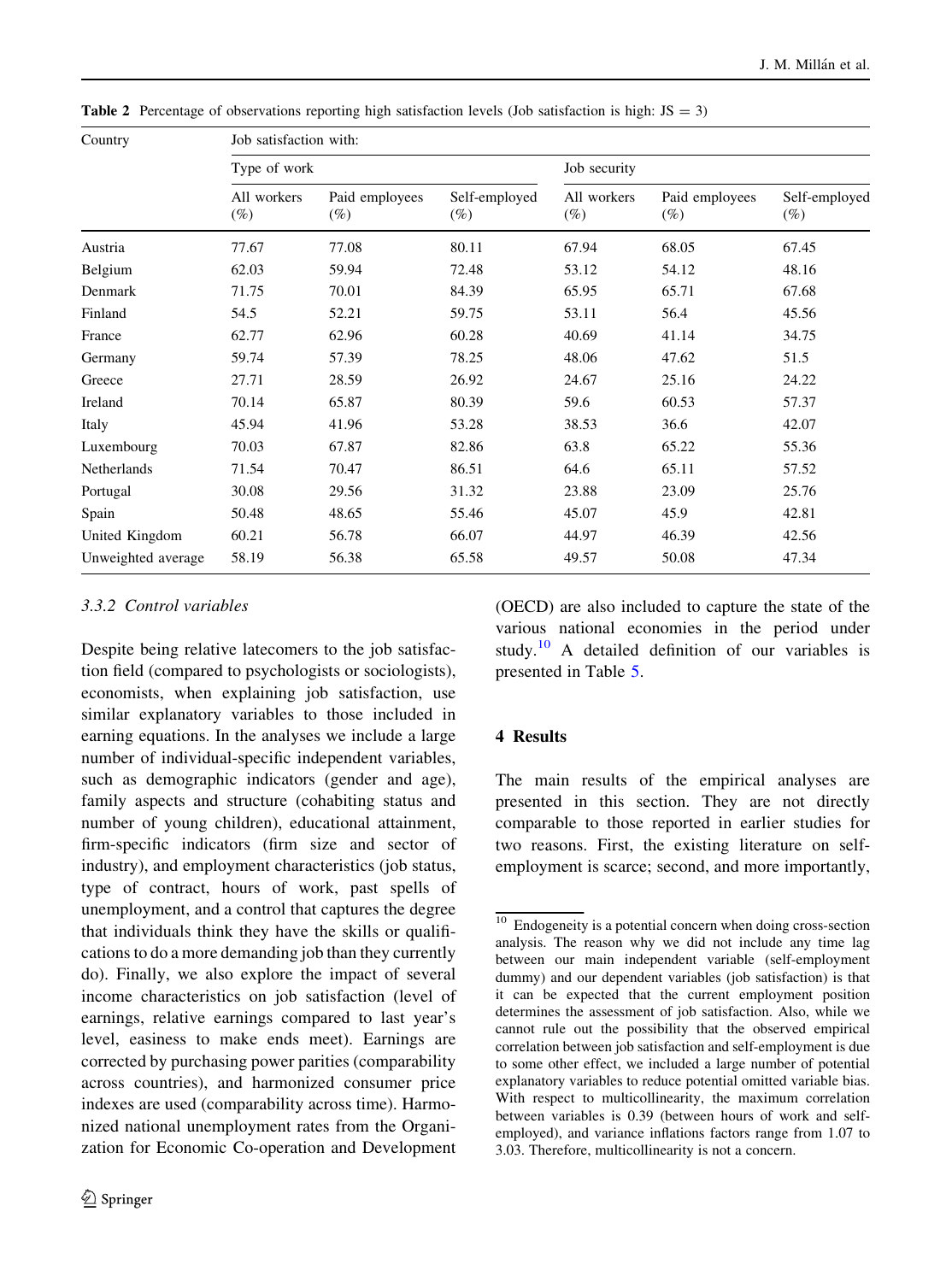**Table 2** Percentage of observations reporting high satisfaction levels (Job satisfaction is high: JS = 3)

| Country | Job satisfaction with: | | | | | |
|---|---|---|---|---|---|---|
| | Type of work | | | Job security | | |
| | All workers (%) | Paid employees (%) | Self-employed (%) | All workers (%) | Paid employees (%) | Self-employed (%) |
| Austria | 77.67 | 77.08 | 80.11 | 67.94 | 68.05 | 67.45 |
| Belgium | 62.03 | 59.94 | 72.48 | 53.12 | 54.12 | 48.16 |
| Denmark | 71.75 | 70.01 | 84.39 | 65.95 | 65.71 | 67.68 |
| Finland | 54.5 | 52.21 | 59.75 | 53.11 | 56.4 | 45.56 |
| France | 62.77 | 62.96 | 60.28 | 40.69 | 41.14 | 34.75 |
| Germany | 59.74 | 57.39 | 78.25 | 48.06 | 47.62 | 51.5 |
| Greece | 27.71 | 28.59 | 26.92 | 24.67 | 25.16 | 24.22 |
| Ireland | 70.14 | 65.87 | 80.39 | 59.6 | 60.53 | 57.37 |
| Italy | 45.94 | 41.96 | 53.28 | 38.53 | 36.6 | 42.07 |
| Luxembourg | 70.03 | 67.87 | 82.86 | 63.8 | 65.22 | 55.36 |
| Netherlands | 71.54 | 70.47 | 86.51 | 64.6 | 65.11 | 57.52 |
| Portugal | 30.08 | 29.56 | 31.32 | 23.88 | 23.09 | 25.76 |
| Spain | 50.48 | 48.65 | 55.46 | 45.07 | 45.9 | 42.81 |
| United Kingdom | 60.21 | 56.78 | 66.07 | 44.97 | 46.39 | 42.56 |
| Unweighted average | 58.19 | 56.38 | 65.58 | 49.57 | 50.08 | 47.34 |

### 3.3.2 Control variables

Despite being relative latecomers to the job satisfaction field (compared to psychologists or sociologists), economists, when explaining job satisfaction, use similar explanatory variables to those included in earning equations. In the analyses we include a large number of individual-specific independent variables, such as demographic indicators (gender and age), family aspects and structure (cohabiting status and number of young children), educational attainment, firm-specific indicators (firm size and sector of industry), and employment characteristics (job status, type of contract, hours of work, past spells of unemployment, and a control that captures the degree that individuals think they have the skills or qualifications to do a more demanding job than they currently do). Finally, we also explore the impact of several income characteristics on job satisfaction (level of earnings, relative earnings compared to last year's level, easiness to make ends meet). Earnings are corrected by purchasing power parities (comparability across countries), and harmonized consumer price indexes are used (comparability across time). Harmonized national unemployment rates from the Organization for Economic Co-operation and Development (OECD) are also included to capture the state of the various national economies in the period under study.[10] A detailed definition of our variables is presented in Table 5.

## 4 Results

The main results of the empirical analyses are presented in this section. They are not directly comparable to those reported in earlier studies for two reasons. First, the existing literature on self-employment is scarce; second, and more importantly,

[10] Endogeneity is a potential concern when doing cross-section analysis. The reason why we did not include any time lag between our main independent variable (self-employment dummy) and our dependent variables (job satisfaction) is that it can be expected that the current employment position determines the assessment of job satisfaction. Also, while we cannot rule out the possibility that the observed empirical correlation between job satisfaction and self-employment is due to some other effect, we included a large number of potential explanatory variables to reduce potential omitted variable bias. With respect to multicollinearity, the maximum correlation between variables is 0.39 (between hours of work and self-employed), and variance inflations factors range from 1.07 to 3.03. Therefore, multicollinearity is not a concern.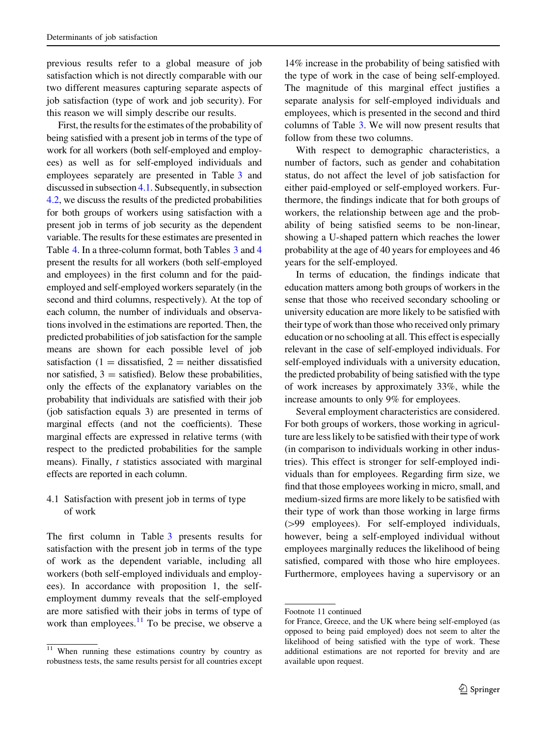previous results refer to a global measure of job satisfaction which is not directly comparable with our two different measures capturing separate aspects of job satisfaction (type of work and job security). For this reason we will simply describe our results.

First, the results for the estimates of the probability of being satisfied with a present job in terms of the type of work for all workers (both self-employed and employees) as well as for self-employed individuals and employees separately are presented in Table 3 and discussed in subsection 4.1. Subsequently, in subsection 4.2, we discuss the results of the predicted probabilities for both groups of workers using satisfaction with a present job in terms of job security as the dependent variable. The results for these estimates are presented in Table 4. In a three-column format, both Tables 3 and 4 present the results for all workers (both self-employed and employees) in the first column and for the paid-employed and self-employed workers separately (in the second and third columns, respectively). At the top of each column, the number of individuals and observations involved in the estimations are reported. Then, the predicted probabilities of job satisfaction for the sample means are shown for each possible level of job satisfaction (1 = dissatisfied, 2 = neither dissatisfied nor satisfied, 3 = satisfied). Below these probabilities, only the effects of the explanatory variables on the probability that individuals are satisfied with their job (job satisfaction equals 3) are presented in terms of marginal effects (and not the coefficients). These marginal effects are expressed in relative terms (with respect to the predicted probabilities for the sample means). Finally, *t* statistics associated with marginal effects are reported in each column.

## 4.1 Satisfaction with present job in terms of type of work

The first column in Table 3 presents results for satisfaction with the present job in terms of the type of work as the dependent variable, including all workers (both self-employed individuals and employees). In accordance with proposition 1, the self-employment dummy reveals that the self-employed are more satisfied with their jobs in terms of type of work than employees.[11] To be precise, we observe a 14% increase in the probability of being satisfied with the type of work in the case of being self-employed. The magnitude of this marginal effect justifies a separate analysis for self-employed individuals and employees, which is presented in the second and third columns of Table 3. We will now present results that follow from these two columns.

With respect to demographic characteristics, a number of factors, such as gender and cohabitation status, do not affect the level of job satisfaction for either paid-employed or self-employed workers. Furthermore, the findings indicate that for both groups of workers, the relationship between age and the probability of being satisfied seems to be non-linear, showing a U-shaped pattern which reaches the lower probability at the age of 40 years for employees and 46 years for the self-employed.

In terms of education, the findings indicate that education matters among both groups of workers in the sense that those who received secondary schooling or university education are more likely to be satisfied with their type of work than those who received only primary education or no schooling at all. This effect is especially relevant in the case of self-employed individuals. For self-employed individuals with a university education, the predicted probability of being satisfied with the type of work increases by approximately 33%, while the increase amounts to only 9% for employees.

Several employment characteristics are considered. For both groups of workers, those working in agriculture are less likely to be satisfied with their type of work (in comparison to individuals working in other industries). This effect is stronger for self-employed individuals than for employees. Regarding firm size, we find that those employees working in micro, small, and medium-sized firms are more likely to be satisfied with their type of work than those working in large firms (>99 employees). For self-employed individuals, however, being a self-employed individual without employees marginally reduces the likelihood of being satisfied, compared with those who hire employees. Furthermore, employees having a supervisory or an

---

[11] When running these estimations country by country as robustness tests, the same results persist for all countries except for France, Greece, and the UK where being self-employed (as opposed to being paid employed) does not seem to alter the likelihood of being satisfied with the type of work. These additional estimations are not reported for brevity and are available upon request.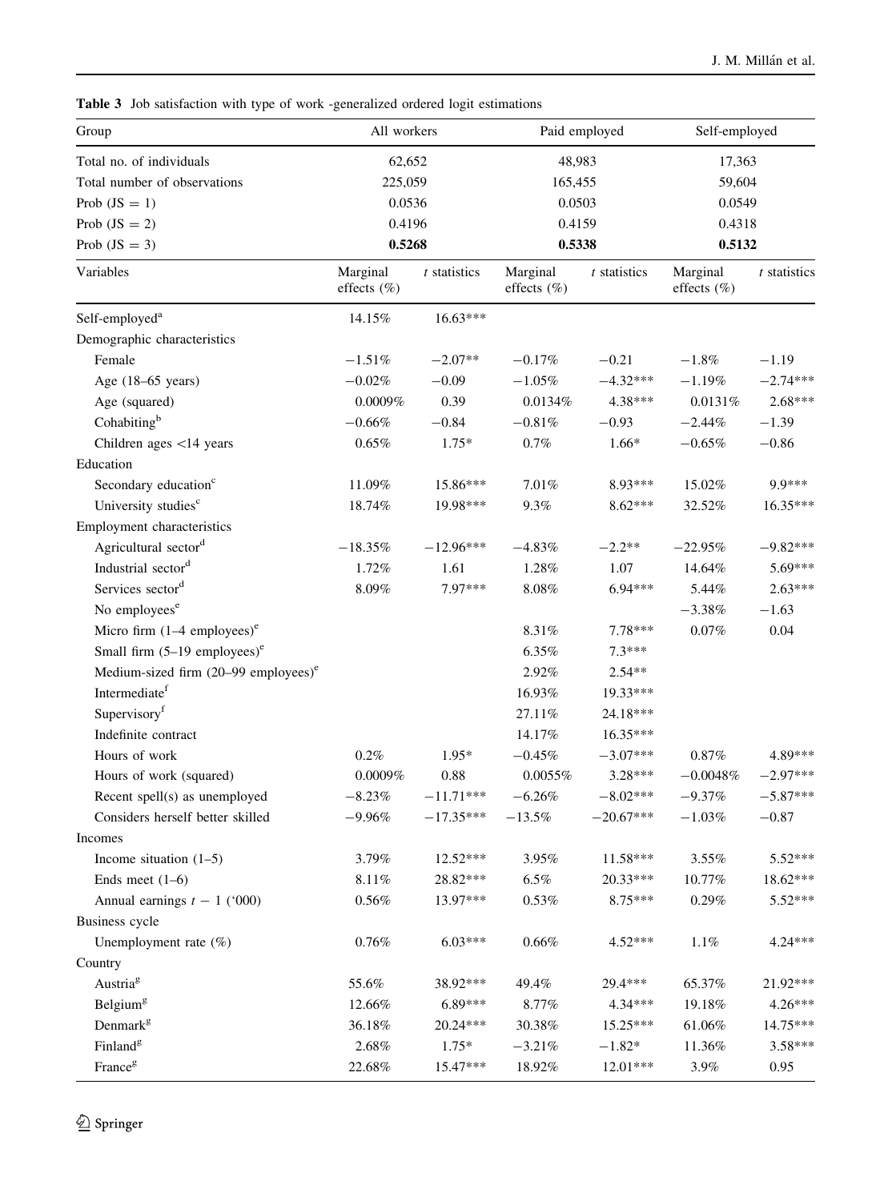**Table 3** Job satisfaction with type of work -generalized ordered logit estimations

| Group | All workers | | Paid employed | | Self-employed | |
|---|---|---|---|---|---|---|
| Total no. of individuals | 62,652 | | 48,983 | | 17,363 | |
| Total number of observations | 225,059 | | 165,455 | | 59,604 | |
| Prob (JS = 1) | 0.0536 | | 0.0503 | | 0.0549 | |
| Prob (JS = 2) | 0.4196 | | 0.4159 | | 0.4318 | |
| Prob (JS = 3) | **0.5268** | | **0.5338** | | **0.5132** | |
| Variables | Marginal effects (%) | *t* statistics | Marginal effects (%) | *t* statistics | Marginal effects (%) | *t* statistics |
| Self-employed[a] | 14.15% | 16.63*** | | | | |
| Demographic characteristics | | | | | | |
| Female | −1.51% | −2.07** | −0.17% | −0.21 | −1.8% | −1.19 |
| Age (18–65 years) | −0.02% | −0.09 | −1.05% | −4.32*** | −1.19% | −2.74*** |
| Age (squared) | 0.0009% | 0.39 | 0.0134% | 4.38*** | 0.0131% | 2.68*** |
| Cohabiting[b] | −0.66% | −0.84 | −0.81% | −0.93 | −2.44% | −1.39 |
| Children ages <14 years | 0.65% | 1.75* | 0.7% | 1.66* | −0.65% | −0.86 |
| Education | | | | | | |
| Secondary education[c] | 11.09% | 15.86*** | 7.01% | 8.93*** | 15.02% | 9.9*** |
| University studies[c] | 18.74% | 19.98*** | 9.3% | 8.62*** | 32.52% | 16.35*** |
| Employment characteristics | | | | | | |
| Agricultural sector[d] | −18.35% | −12.96*** | −4.83% | −2.2** | −22.95% | −9.82*** |
| Industrial sector[d] | 1.72% | 1.61 | 1.28% | 1.07 | 14.64% | 5.69*** |
| Services sector[d] | 8.09% | 7.97*** | 8.08% | 6.94*** | 5.44% | 2.63*** |
| No employees[e] | | | | | −3.38% | −1.63 |
| Micro firm (1–4 employees)[e] | | | 8.31% | 7.78*** | 0.07% | 0.04 |
| Small firm (5–19 employees)[e] | | | 6.35% | 7.3*** | | |
| Medium-sized firm (20–99 employees)[e] | | | 2.92% | 2.54** | | |
| Intermediate[f] | | | 16.93% | 19.33*** | | |
| Supervisory[f] | | | 27.11% | 24.18*** | | |
| Indefinite contract | | | 14.17% | 16.35*** | | |
| Hours of work | 0.2% | 1.95* | −0.45% | −3.07*** | 0.87% | 4.89*** |
| Hours of work (squared) | 0.0009% | 0.88 | 0.0055% | 3.28*** | −0.0048% | −2.97*** |
| Recent spell(s) as unemployed | −8.23% | −11.71*** | −6.26% | −8.02*** | −9.37% | −5.87*** |
| Considers herself better skilled | −9.96% | −17.35*** | −13.5% | −20.67*** | −1.03% | −0.87 |
| Incomes | | | | | | |
| Income situation (1–5) | 3.79% | 12.52*** | 3.95% | 11.58*** | 3.55% | 5.52*** |
| Ends meet (1–6) | 8.11% | 28.82*** | 6.5% | 20.33*** | 10.77% | 18.62*** |
| Annual earnings $t-1$ ('000) | 0.56% | 13.97*** | 0.53% | 8.75*** | 0.29% | 5.52*** |
| Business cycle | | | | | | |
| Unemployment rate (%) | 0.76% | 6.03*** | 0.66% | 4.52*** | 1.1% | 4.24*** |
| Country | | | | | | |
| Austria[g] | 55.6% | 38.92*** | 49.4% | 29.4*** | 65.37% | 21.92*** |
| Belgium[g] | 12.66% | 6.89*** | 8.77% | 4.34*** | 19.18% | 4.26*** |
| Denmark[g] | 36.18% | 20.24*** | 30.38% | 15.25*** | 61.06% | 14.75*** |
| Finland[g] | 2.68% | 1.75* | −3.21% | −1.82* | 11.36% | 3.58*** |
| France[g] | 22.68% | 15.47*** | 18.92% | 12.01*** | 3.9% | 0.95 |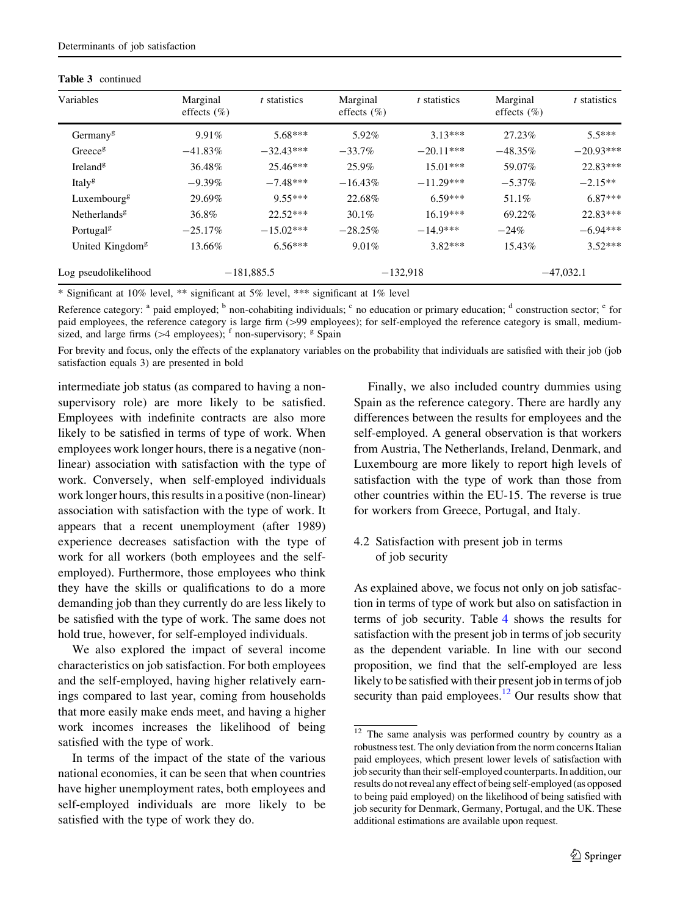**Table 3** continued

| Variables | Marginal effects (%) | *t* statistics | Marginal effects (%) | *t* statistics | Marginal effects (%) | *t* statistics |
|---|---|---|---|---|---|---|
| Germany[g] | 9.91% | 5.68*** | 5.92% | 3.13*** | 27.23% | 5.5*** |
| Greece[g] | −41.83% | −32.43*** | −33.7% | −20.11*** | −48.35% | −20.93*** |
| Ireland[g] | 36.48% | 25.46*** | 25.9% | 15.01*** | 59.07% | 22.83*** |
| Italy[g] | −9.39% | −7.48*** | −16.43% | −11.29*** | −5.37% | −2.15** |
| Luxembourg[g] | 29.69% | 9.55*** | 22.68% | 6.59*** | 51.1% | 6.87*** |
| Netherlands[g] | 36.8% | 22.52*** | 30.1% | 16.19*** | 69.22% | 22.83*** |
| Portugal[g] | −25.17% | −15.02*** | −28.25% | −14.9*** | −24% | −6.94*** |
| United Kingdom[g] | 13.66% | 6.56*** | 9.01% | 3.82*** | 15.43% | 3.52*** |
| Log pseudolikelihood | −181,885.5 | | −132,918 | | −47,032.1 | |

* Significant at 10% level, ** significant at 5% level, *** significant at 1% level

Reference category: [a] paid employed; [b] non-cohabiting individuals; [c] no education or primary education; [d] construction sector; [e] for paid employees, the reference category is large firm (>99 employees); for self-employed the reference category is small, medium-sized, and large firms (>4 employees); [f] non-supervisory; [g] Spain

For brevity and focus, only the effects of the explanatory variables on the probability that individuals are satisfied with their job (job satisfaction equals 3) are presented in bold

intermediate job status (as compared to having a non-supervisory role) are more likely to be satisfied. Employees with indefinite contracts are also more likely to be satisfied in terms of type of work. When employees work longer hours, there is a negative (non-linear) association with satisfaction with the type of work. Conversely, when self-employed individuals work longer hours, this results in a positive (non-linear) association with satisfaction with the type of work. It appears that a recent unemployment (after 1989) experience decreases satisfaction with the type of work for all workers (both employees and the self-employed). Furthermore, those employees who think they have the skills or qualifications to do a more demanding job than they currently do are less likely to be satisfied with the type of work. The same does not hold true, however, for self-employed individuals.

We also explored the impact of several income characteristics on job satisfaction. For both employees and the self-employed, having higher relatively earnings compared to last year, coming from households that more easily make ends meet, and having a higher work incomes increases the likelihood of being satisfied with the type of work.

In terms of the impact of the state of the various national economies, it can be seen that when countries have higher unemployment rates, both employees and self-employed individuals are more likely to be satisfied with the type of work they do.

Finally, we also included country dummies using Spain as the reference category. There are hardly any differences between the results for employees and the self-employed. A general observation is that workers from Austria, The Netherlands, Ireland, Denmark, and Luxembourg are more likely to report high levels of satisfaction with the type of work than those from other countries within the EU-15. The reverse is true for workers from Greece, Portugal, and Italy.

### 4.2 Satisfaction with present job in terms of job security

As explained above, we focus not only on job satisfaction in terms of type of work but also on satisfaction in terms of job security. Table 4 shows the results for satisfaction with the present job in terms of job security as the dependent variable. In line with our second proposition, we find that the self-employed are less likely to be satisfied with their present job in terms of job security than paid employees.[12] Our results show that

[12] The same analysis was performed country by country as a robustness test. The only deviation from the norm concerns Italian paid employees, which present lower levels of satisfaction with job security than their self-employed counterparts. In addition, our results do not reveal any effect of being self-employed (as opposed to being paid employed) on the likelihood of being satisfied with job security for Denmark, Germany, Portugal, and the UK. These additional estimations are available upon request.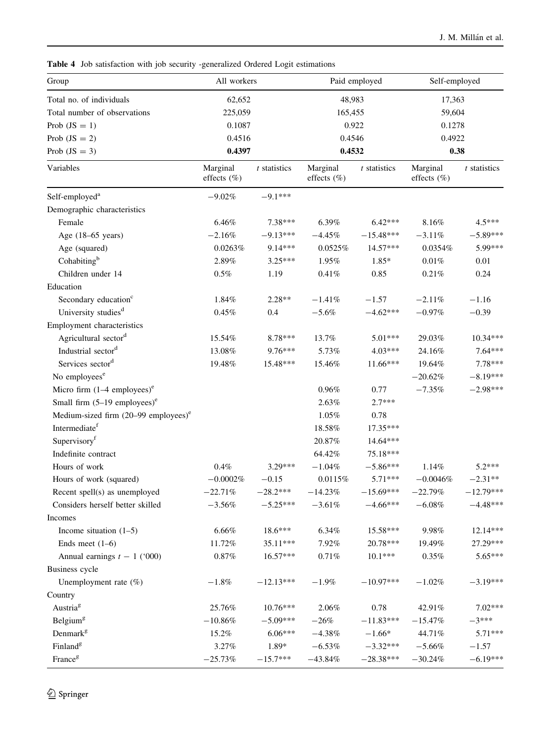**Table 4** Job satisfaction with job security -generalized Ordered Logit estimations

| Group | All workers | | Paid employed | | Self-employed | |
|---|---|---|---|---|---|---|
| Total no. of individuals | 62,652 | | 48,983 | | 17,363 | |
| Total number of observations | 225,059 | | 165,455 | | 59,604 | |
| Prob (JS = 1) | 0.1087 | | 0.922 | | 0.1278 | |
| Prob (JS = 2) | 0.4516 | | 0.4546 | | 0.4922 | |
| Prob (JS = 3) | **0.4397** | | **0.4532** | | **0.38** | |
| Variables | Marginal effects (%) | *t* statistics | Marginal effects (%) | *t* statistics | Marginal effects (%) | *t* statistics |
| Self-employed[a] | −9.02% | −9.1*** | | | | |
| Demographic characteristics | | | | | | |
| Female | 6.46% | 7.38*** | 6.39% | 6.42*** | 8.16% | 4.5*** |
| Age (18–65 years) | −2.16% | −9.13*** | −4.45% | −15.48*** | −3.11% | −5.89*** |
| Age (squared) | 0.0263% | 9.14*** | 0.0525% | 14.57*** | 0.0354% | 5.99*** |
| Cohabiting[b] | 2.89% | 3.25*** | 1.95% | 1.85* | 0.01% | 0.01 |
| Children under 14 | 0.5% | 1.19 | 0.41% | 0.85 | 0.21% | 0.24 |
| Education | | | | | | |
| Secondary education[c] | 1.84% | 2.28** | −1.41% | −1.57 | −2.11% | −1.16 |
| University studies[d] | 0.45% | 0.4 | −5.6% | −4.62*** | −0.97% | −0.39 |
| Employment characteristics | | | | | | |
| Agricultural sector[d] | 15.54% | 8.78*** | 13.7% | 5.01*** | 29.03% | 10.34*** |
| Industrial sector[d] | 13.08% | 9.76*** | 5.73% | 4.03*** | 24.16% | 7.64*** |
| Services sector[d] | 19.48% | 15.48*** | 15.46% | 11.66*** | 19.64% | 7.78*** |
| No employees[e] | | | | | −20.62% | −8.19*** |
| Micro firm (1–4 employees)[e] | | | 0.96% | 0.77 | −7.35% | −2.98*** |
| Small firm (5–19 employees)[e] | | | 2.63% | 2.7*** | | |
| Medium-sized firm (20–99 employees)[e] | | | 1.05% | 0.78 | | |
| Intermediate[f] | | | 18.58% | 17.35*** | | |
| Supervisory[f] | | | 20.87% | 14.64*** | | |
| Indefinite contract | | | 64.42% | 75.18*** | | |
| Hours of work | 0.4% | 3.29*** | −1.04% | −5.86*** | 1.14% | 5.2*** |
| Hours of work (squared) | −0.0002% | −0.15 | 0.0115% | 5.71*** | −0.0046% | −2.31** |
| Recent spell(s) as unemployed | −22.71% | −28.2*** | −14.23% | −15.69*** | −22.79% | −12.79*** |
| Considers herself better skilled | −3.56% | −5.25*** | −3.61% | −4.66*** | −6.08% | −4.48*** |
| Incomes | | | | | | |
| Income situation (1–5) | 6.66% | 18.6*** | 6.34% | 15.58*** | 9.98% | 12.14*** |
| Ends meet (1–6) | 11.72% | 35.11*** | 7.92% | 20.78*** | 19.49% | 27.29*** |
| Annual earnings $t-1$ ('000) | 0.87% | 16.57*** | 0.71% | 10.1*** | 0.35% | 5.65*** |
| Business cycle | | | | | | |
| Unemployment rate (%) | −1.8% | −12.13*** | −1.9% | −10.97*** | −1.02% | −3.19*** |
| Country | | | | | | |
| Austria[g] | 25.76% | 10.76*** | 2.06% | 0.78 | 42.91% | 7.02*** |
| Belgium[g] | −10.86% | −5.09*** | −26% | −11.83*** | −15.47% | −3*** |
| Denmark[g] | 15.2% | 6.06*** | −4.38% | −1.66* | 44.71% | 5.71*** |
| Finland[g] | 3.27% | 1.89* | −6.53% | −3.32*** | −5.66% | −1.57 |
| France[g] | −25.73% | −15.7*** | −43.84% | −28.38*** | −30.24% | −6.19*** |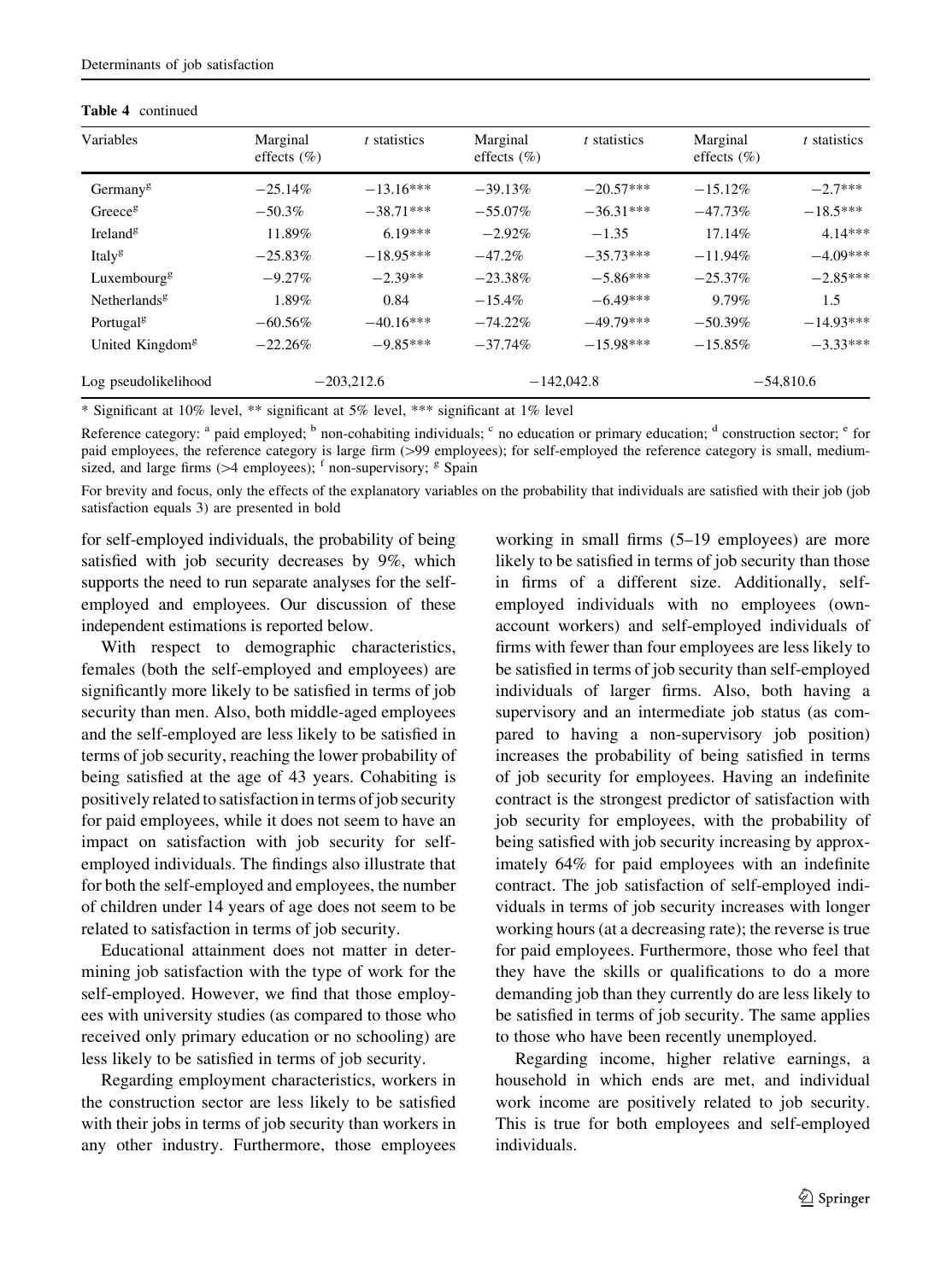**Table 4** continued

| Variables | Marginal effects (%) | *t* statistics | Marginal effects (%) | *t* statistics | Marginal effects (%) | *t* statistics |
|---|---|---|---|---|---|---|
| Germany[g] | −25.14% | −13.16*** | −39.13% | −20.57*** | −15.12% | −2.7*** |
| Greece[g] | −50.3% | −38.71*** | −55.07% | −36.31*** | −47.73% | −18.5*** |
| Ireland[g] | 11.89% | 6.19*** | −2.92% | −1.35 | 17.14% | 4.14*** |
| Italy[g] | −25.83% | −18.95*** | −47.2% | −35.73*** | −11.94% | −4.09*** |
| Luxembourg[g] | −9.27% | −2.39** | −23.38% | −5.86*** | −25.37% | −2.85*** |
| Netherlands[g] | 1.89% | 0.84 | −15.4% | −6.49*** | 9.79% | 1.5 |
| Portugal[g] | −60.56% | −40.16*** | −74.22% | −49.79*** | −50.39% | −14.93*** |
| United Kingdom[g] | −22.26% | −9.85*** | −37.74% | −15.98*** | −15.85% | −3.33*** |
| Log pseudolikelihood | −203,212.6 | | −142,042.8 | | −54,810.6 | |

* Significant at 10% level, ** significant at 5% level, *** significant at 1% level

Reference category: [a] paid employed; [b] non-cohabiting individuals; [c] no education or primary education; [d] construction sector; [e] for paid employees, the reference category is large firm (>99 employees); for self-employed the reference category is small, medium-sized, and large firms (>4 employees); [f] non-supervisory; [g] Spain

For brevity and focus, only the effects of the explanatory variables on the probability that individuals are satisfied with their job (job satisfaction equals 3) are presented in bold

for self-employed individuals, the probability of being satisfied with job security decreases by 9%, which supports the need to run separate analyses for the self-employed and employees. Our discussion of these independent estimations is reported below.

With respect to demographic characteristics, females (both the self-employed and employees) are significantly more likely to be satisfied in terms of job security than men. Also, both middle-aged employees and the self-employed are less likely to be satisfied in terms of job security, reaching the lower probability of being satisfied at the age of 43 years. Cohabiting is positively related to satisfaction in terms of job security for paid employees, while it does not seem to have an impact on satisfaction with job security for self-employed individuals. The findings also illustrate that for both the self-employed and employees, the number of children under 14 years of age does not seem to be related to satisfaction in terms of job security.

Educational attainment does not matter in determining job satisfaction with the type of work for the self-employed. However, we find that those employees with university studies (as compared to those who received only primary education or no schooling) are less likely to be satisfied in terms of job security.

Regarding employment characteristics, workers in the construction sector are less likely to be satisfied with their jobs in terms of job security than workers in any other industry. Furthermore, those employees working in small firms (5–19 employees) are more likely to be satisfied in terms of job security than those in firms of a different size. Additionally, self-employed individuals with no employees (own-account workers) and self-employed individuals of firms with fewer than four employees are less likely to be satisfied in terms of job security than self-employed individuals of larger firms. Also, both having a supervisory and an intermediate job status (as compared to having a non-supervisory job position) increases the probability of being satisfied in terms of job security for employees. Having an indefinite contract is the strongest predictor of satisfaction with job security for employees, with the probability of being satisfied with job security increasing by approximately 64% for paid employees with an indefinite contract. The job satisfaction of self-employed individuals in terms of job security increases with longer working hours (at a decreasing rate); the reverse is true for paid employees. Furthermore, those who feel that they have the skills or qualifications to do a more demanding job than they currently do are less likely to be satisfied in terms of job security. The same applies to those who have been recently unemployed.

Regarding income, higher relative earnings, a household in which ends are met, and individual work income are positively related to job security. This is true for both employees and self-employed individuals.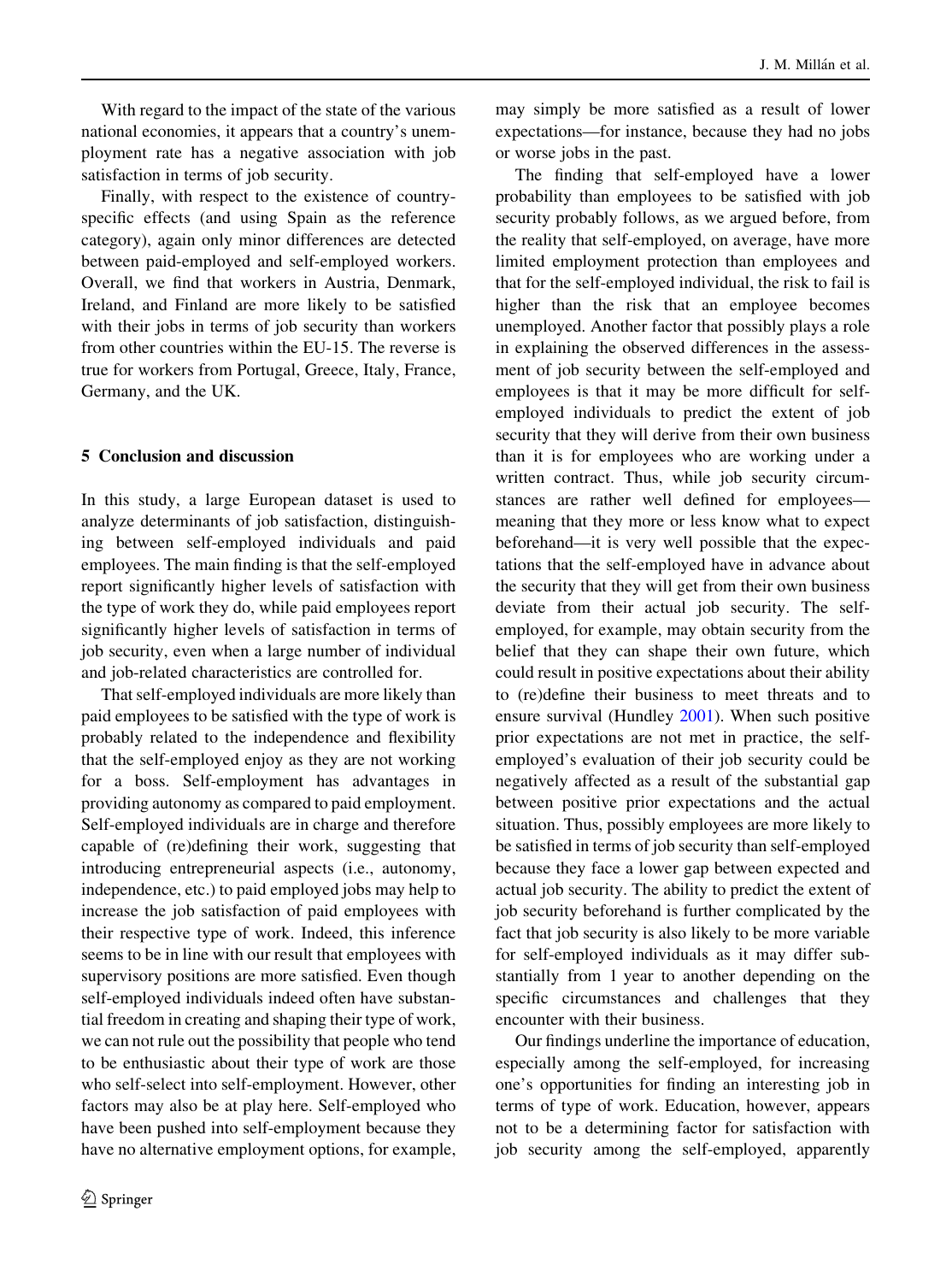With regard to the impact of the state of the various national economies, it appears that a country's unemployment rate has a negative association with job satisfaction in terms of job security.

Finally, with respect to the existence of country-specific effects (and using Spain as the reference category), again only minor differences are detected between paid-employed and self-employed workers. Overall, we find that workers in Austria, Denmark, Ireland, and Finland are more likely to be satisfied with their jobs in terms of job security than workers from other countries within the EU-15. The reverse is true for workers from Portugal, Greece, Italy, France, Germany, and the UK.

## 5 Conclusion and discussion

In this study, a large European dataset is used to analyze determinants of job satisfaction, distinguishing between self-employed individuals and paid employees. The main finding is that the self-employed report significantly higher levels of satisfaction with the type of work they do, while paid employees report significantly higher levels of satisfaction in terms of job security, even when a large number of individual and job-related characteristics are controlled for.

That self-employed individuals are more likely than paid employees to be satisfied with the type of work is probably related to the independence and flexibility that the self-employed enjoy as they are not working for a boss. Self-employment has advantages in providing autonomy as compared to paid employment. Self-employed individuals are in charge and therefore capable of (re)defining their work, suggesting that introducing entrepreneurial aspects (i.e., autonomy, independence, etc.) to paid employed jobs may help to increase the job satisfaction of paid employees with their respective type of work. Indeed, this inference seems to be in line with our result that employees with supervisory positions are more satisfied. Even though self-employed individuals indeed often have substantial freedom in creating and shaping their type of work, we can not rule out the possibility that people who tend to be enthusiastic about their type of work are those who self-select into self-employment. However, other factors may also be at play here. Self-employed who have been pushed into self-employment because they have no alternative employment options, for example, may simply be more satisfied as a result of lower expectations—for instance, because they had no jobs or worse jobs in the past.

The finding that self-employed have a lower probability than employees to be satisfied with job security probably follows, as we argued before, from the reality that self-employed, on average, have more limited employment protection than employees and that for the self-employed individual, the risk to fail is higher than the risk that an employee becomes unemployed. Another factor that possibly plays a role in explaining the observed differences in the assessment of job security between the self-employed and employees is that it may be more difficult for self-employed individuals to predict the extent of job security that they will derive from their own business than it is for employees who are working under a written contract. Thus, while job security circumstances are rather well defined for employees—meaning that they more or less know what to expect beforehand—it is very well possible that the expectations that the self-employed have in advance about the security that they will get from their own business deviate from their actual job security. The self-employed, for example, may obtain security from the belief that they can shape their own future, which could result in positive expectations about their ability to (re)define their business to meet threats and to ensure survival (Hundley 2001). When such positive prior expectations are not met in practice, the self-employed's evaluation of their job security could be negatively affected as a result of the substantial gap between positive prior expectations and the actual situation. Thus, possibly employees are more likely to be satisfied in terms of job security than self-employed because they face a lower gap between expected and actual job security. The ability to predict the extent of job security beforehand is further complicated by the fact that job security is also likely to be more variable for self-employed individuals as it may differ substantially from 1 year to another depending on the specific circumstances and challenges that they encounter with their business.

Our findings underline the importance of education, especially among the self-employed, for increasing one's opportunities for finding an interesting job in terms of type of work. Education, however, appears not to be a determining factor for satisfaction with job security among the self-employed, apparently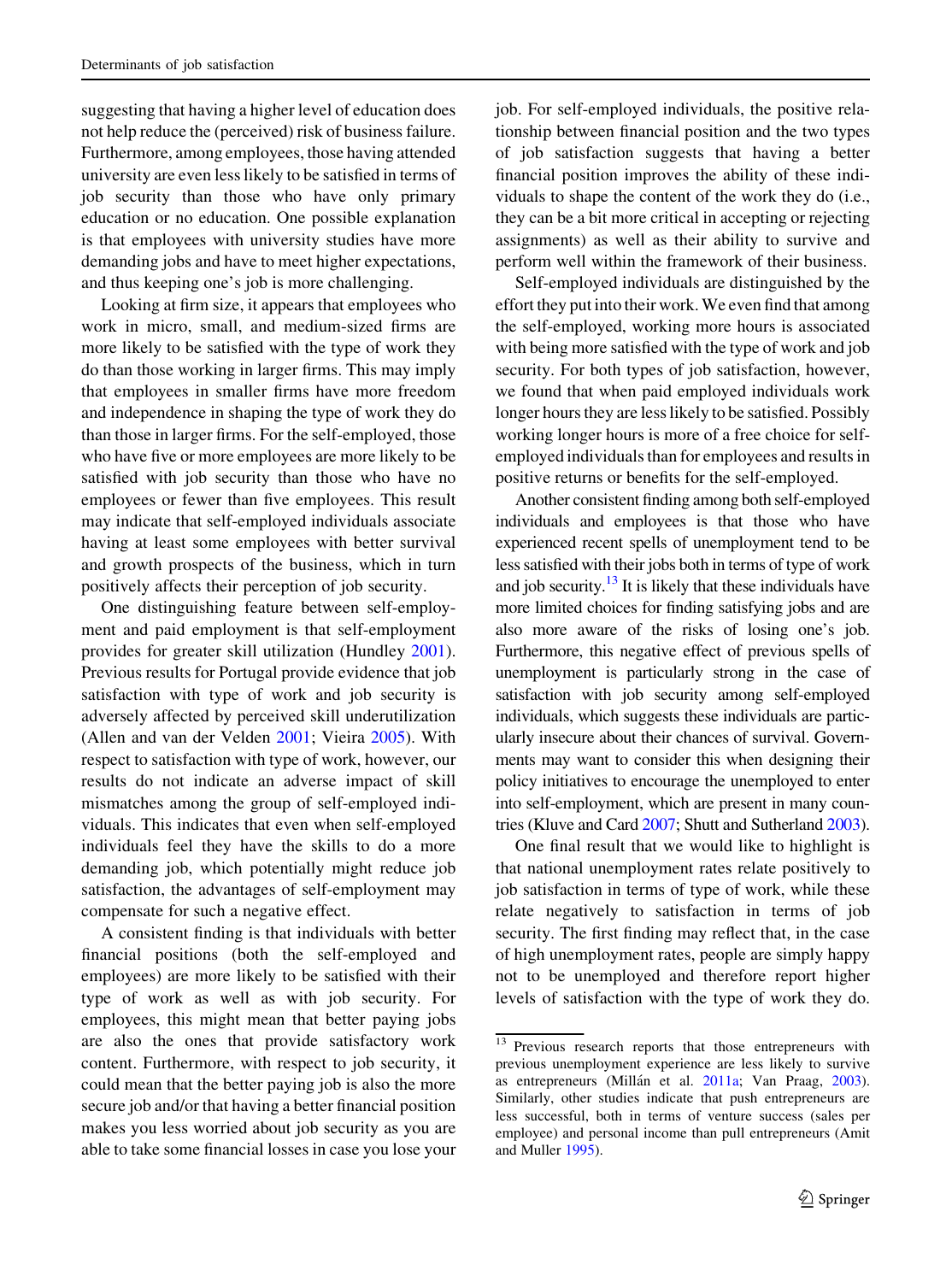suggesting that having a higher level of education does not help reduce the (perceived) risk of business failure. Furthermore, among employees, those having attended university are even less likely to be satisfied in terms of job security than those who have only primary education or no education. One possible explanation is that employees with university studies have more demanding jobs and have to meet higher expectations, and thus keeping one's job is more challenging.

Looking at firm size, it appears that employees who work in micro, small, and medium-sized firms are more likely to be satisfied with the type of work they do than those working in larger firms. This may imply that employees in smaller firms have more freedom and independence in shaping the type of work they do than those in larger firms. For the self-employed, those who have five or more employees are more likely to be satisfied with job security than those who have no employees or fewer than five employees. This result may indicate that self-employed individuals associate having at least some employees with better survival and growth prospects of the business, which in turn positively affects their perception of job security.

One distinguishing feature between self-employment and paid employment is that self-employment provides for greater skill utilization (Hundley 2001). Previous results for Portugal provide evidence that job satisfaction with type of work and job security is adversely affected by perceived skill underutilization (Allen and van der Velden 2001; Vieira 2005). With respect to satisfaction with type of work, however, our results do not indicate an adverse impact of skill mismatches among the group of self-employed individuals. This indicates that even when self-employed individuals feel they have the skills to do a more demanding job, which potentially might reduce job satisfaction, the advantages of self-employment may compensate for such a negative effect.

A consistent finding is that individuals with better financial positions (both the self-employed and employees) are more likely to be satisfied with their type of work as well as with job security. For employees, this might mean that better paying jobs are also the ones that provide satisfactory work content. Furthermore, with respect to job security, it could mean that the better paying job is also the more secure job and/or that having a better financial position makes you less worried about job security as you are able to take some financial losses in case you lose your job. For self-employed individuals, the positive relationship between financial position and the two types of job satisfaction suggests that having a better financial position improves the ability of these individuals to shape the content of the work they do (i.e., they can be a bit more critical in accepting or rejecting assignments) as well as their ability to survive and perform well within the framework of their business.

Self-employed individuals are distinguished by the effort they put into their work. We even find that among the self-employed, working more hours is associated with being more satisfied with the type of work and job security. For both types of job satisfaction, however, we found that when paid employed individuals work longer hours they are less likely to be satisfied. Possibly working longer hours is more of a free choice for self-employed individuals than for employees and results in positive returns or benefits for the self-employed.

Another consistent finding among both self-employed individuals and employees is that those who have experienced recent spells of unemployment tend to be less satisfied with their jobs both in terms of type of work and job security.[13] It is likely that these individuals have more limited choices for finding satisfying jobs and are also more aware of the risks of losing one's job. Furthermore, this negative effect of previous spells of unemployment is particularly strong in the case of satisfaction with job security among self-employed individuals, which suggests these individuals are particularly insecure about their chances of survival. Governments may want to consider this when designing their policy initiatives to encourage the unemployed to enter into self-employment, which are present in many countries (Kluve and Card 2007; Shutt and Sutherland 2003).

One final result that we would like to highlight is that national unemployment rates relate positively to job satisfaction in terms of type of work, while these relate negatively to satisfaction in terms of job security. The first finding may reflect that, in the case of high unemployment rates, people are simply happy not to be unemployed and therefore report higher levels of satisfaction with the type of work they do.

[13] Previous research reports that those entrepreneurs with previous unemployment experience are less likely to survive as entrepreneurs (Millán et al. 2011a; Van Praag, 2003). Similarly, other studies indicate that push entrepreneurs are less successful, both in terms of venture success (sales per employee) and personal income than pull entrepreneurs (Amit and Muller 1995).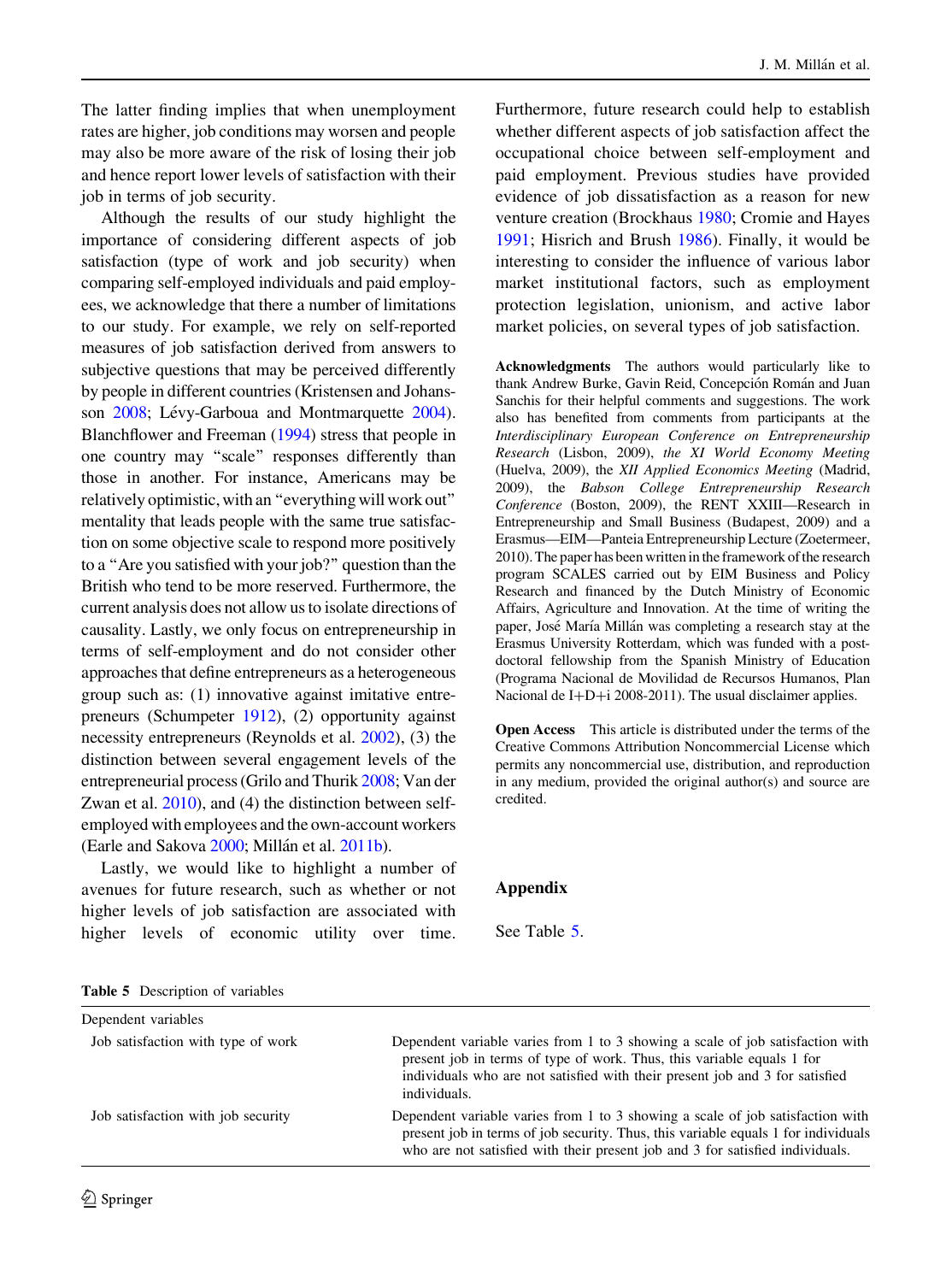The latter finding implies that when unemployment rates are higher, job conditions may worsen and people may also be more aware of the risk of losing their job and hence report lower levels of satisfaction with their job in terms of job security.

Although the results of our study highlight the importance of considering different aspects of job satisfaction (type of work and job security) when comparing self-employed individuals and paid employees, we acknowledge that there a number of limitations to our study. For example, we rely on self-reported measures of job satisfaction derived from answers to subjective questions that may be perceived differently by people in different countries (Kristensen and Johansson 2008; Lévy-Garboua and Montmarquette 2004). Blanchflower and Freeman (1994) stress that people in one country may "scale" responses differently than those in another. For instance, Americans may be relatively optimistic, with an "everything will work out" mentality that leads people with the same true satisfaction on some objective scale to respond more positively to a "Are you satisfied with your job?" question than the British who tend to be more reserved. Furthermore, the current analysis does not allow us to isolate directions of causality. Lastly, we only focus on entrepreneurship in terms of self-employment and do not consider other approaches that define entrepreneurs as a heterogeneous group such as: (1) innovative against imitative entrepreneurs (Schumpeter 1912), (2) opportunity against necessity entrepreneurs (Reynolds et al. 2002), (3) the distinction between several engagement levels of the entrepreneurial process (Grilo and Thurik 2008; Van der Zwan et al. 2010), and (4) the distinction between self-employed with employees and the own-account workers (Earle and Sakova 2000; Millán et al. 2011b).

Lastly, we would like to highlight a number of avenues for future research, such as whether or not higher levels of job satisfaction are associated with higher levels of economic utility over time. Furthermore, future research could help to establish whether different aspects of job satisfaction affect the occupational choice between self-employment and paid employment. Previous studies have provided evidence of job dissatisfaction as a reason for new venture creation (Brockhaus 1980; Cromie and Hayes 1991; Hisrich and Brush 1986). Finally, it would be interesting to consider the influence of various labor market institutional factors, such as employment protection legislation, unionism, and active labor market policies, on several types of job satisfaction.

**Acknowledgments** The authors would particularly like to thank Andrew Burke, Gavin Reid, Concepción Román and Juan Sanchis for their helpful comments and suggestions. The work also has benefited from comments from participants at the *Interdisciplinary European Conference on Entrepreneurship Research* (Lisbon, 2009), *the XI World Economy Meeting* (Huelva, 2009), the *XII Applied Economics Meeting* (Madrid, 2009), the *Babson College Entrepreneurship Research Conference* (Boston, 2009), the RENT XXIII—Research in Entrepreneurship and Small Business (Budapest, 2009) and a Erasmus—EIM—Panteia Entrepreneurship Lecture (Zoetermeer, 2010). The paper has been written in the framework of the research program SCALES carried out by EIM Business and Policy Research and financed by the Dutch Ministry of Economic Affairs, Agriculture and Innovation. At the time of writing the paper, José María Millán was completing a research stay at the Erasmus University Rotterdam, which was funded with a post-doctoral fellowship from the Spanish Ministry of Education (Programa Nacional de Movilidad de Recursos Humanos, Plan Nacional de I+D+i 2008-2011). The usual disclaimer applies.

**Open Access** This article is distributed under the terms of the Creative Commons Attribution Noncommercial License which permits any noncommercial use, distribution, and reproduction in any medium, provided the original author(s) and source are credited.

## Appendix

See Table 5.

**Table 5** Description of variables

| Dependent variables | |
|---|---|
| Job satisfaction with type of work | Dependent variable varies from 1 to 3 showing a scale of job satisfaction with present job in terms of type of work. Thus, this variable equals 1 for individuals who are not satisfied with their present job and 3 for satisfied individuals. |
| Job satisfaction with job security | Dependent variable varies from 1 to 3 showing a scale of job satisfaction with present job in terms of job security. Thus, this variable equals 1 for individuals who are not satisfied with their present job and 3 for satisfied individuals. |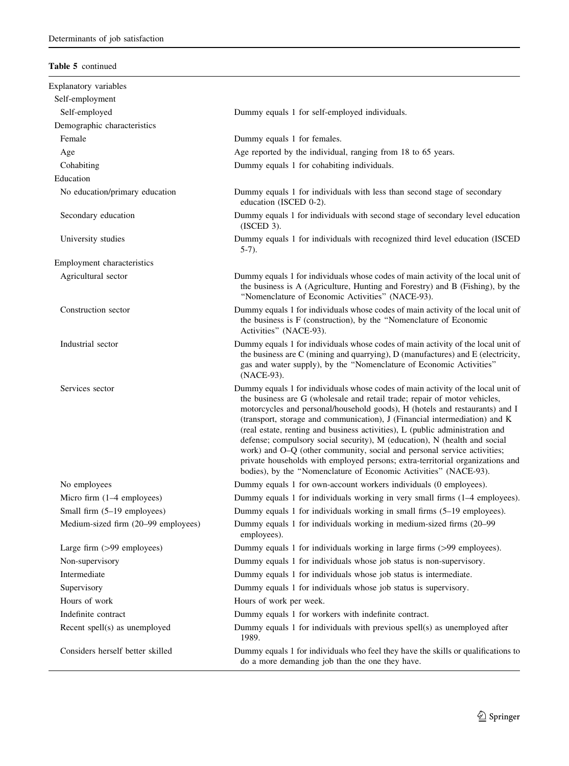**Table 5** continued

| | |
|---|---|
| Explanatory variables | |
| Self-employment | |
| Self-employed | Dummy equals 1 for self-employed individuals. |
| Demographic characteristics | |
| Female | Dummy equals 1 for females. |
| Age | Age reported by the individual, ranging from 18 to 65 years. |
| Cohabiting | Dummy equals 1 for cohabiting individuals. |
| Education | |
| No education/primary education | Dummy equals 1 for individuals with less than second stage of secondary education (ISCED 0-2). |
| Secondary education | Dummy equals 1 for individuals with second stage of secondary level education (ISCED 3). |
| University studies | Dummy equals 1 for individuals with recognized third level education (ISCED 5-7). |
| Employment characteristics | |
| Agricultural sector | Dummy equals 1 for individuals whose codes of main activity of the local unit of the business is A (Agriculture, Hunting and Forestry) and B (Fishing), by the "Nomenclature of Economic Activities" (NACE-93). |
| Construction sector | Dummy equals 1 for individuals whose codes of main activity of the local unit of the business is F (construction), by the "Nomenclature of Economic Activities" (NACE-93). |
| Industrial sector | Dummy equals 1 for individuals whose codes of main activity of the local unit of the business are C (mining and quarrying), D (manufactures) and E (electricity, gas and water supply), by the "Nomenclature of Economic Activities" (NACE-93). |
| Services sector | Dummy equals 1 for individuals whose codes of main activity of the local unit of the business are G (wholesale and retail trade; repair of motor vehicles, motorcycles and personal/household goods), H (hotels and restaurants) and I (transport, storage and communication), J (Financial intermediation) and K (real estate, renting and business activities), L (public administration and defense; compulsory social security), M (education), N (health and social work) and O–Q (other community, social and personal service activities; private households with employed persons; extra-territorial organizations and bodies), by the "Nomenclature of Economic Activities" (NACE-93). |
| No employees | Dummy equals 1 for own-account workers individuals (0 employees). |
| Micro firm (1–4 employees) | Dummy equals 1 for individuals working in very small firms (1–4 employees). |
| Small firm (5–19 employees) | Dummy equals 1 for individuals working in small firms (5–19 employees). |
| Medium-sized firm (20–99 employees) | Dummy equals 1 for individuals working in medium-sized firms (20–99 employees). |
| Large firm (>99 employees) | Dummy equals 1 for individuals working in large firms (>99 employees). |
| Non-supervisory | Dummy equals 1 for individuals whose job status is non-supervisory. |
| Intermediate | Dummy equals 1 for individuals whose job status is intermediate. |
| Supervisory | Dummy equals 1 for individuals whose job status is supervisory. |
| Hours of work | Hours of work per week. |
| Indefinite contract | Dummy equals 1 for workers with indefinite contract. |
| Recent spell(s) as unemployed | Dummy equals 1 for individuals with previous spell(s) as unemployed after 1989. |
| Considers herself better skilled | Dummy equals 1 for individuals who feel they have the skills or qualifications to do a more demanding job than the one they have. |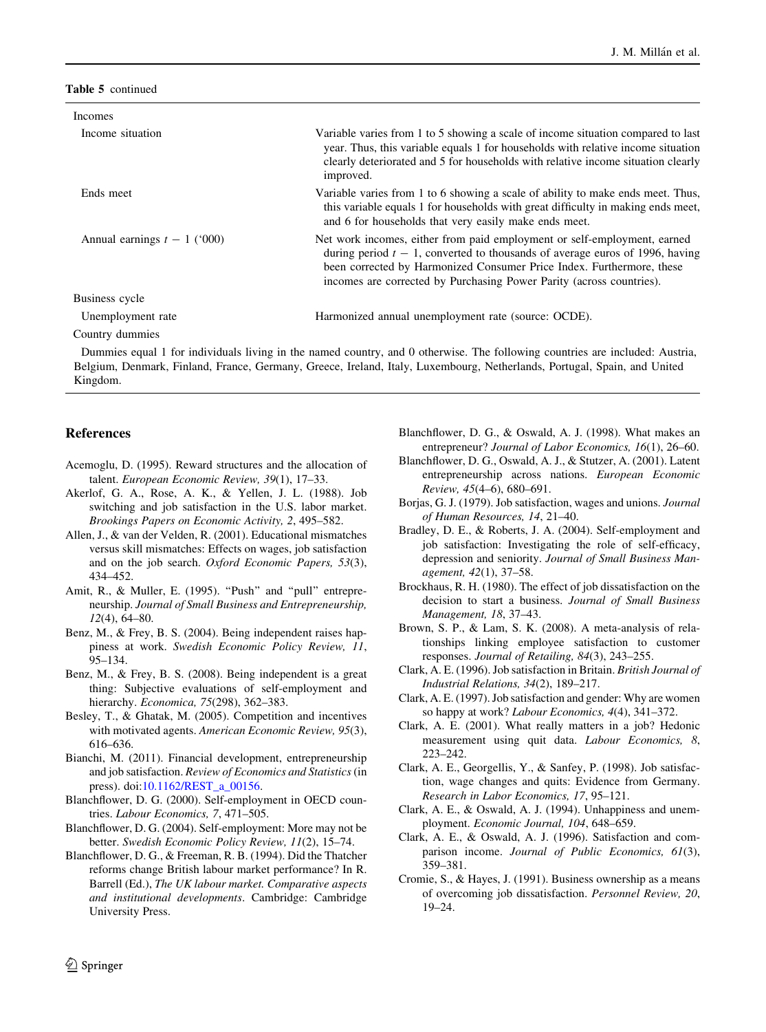**Table 5** continued

| | |
|---|---|
| Incomes | |
| Income situation | Variable varies from 1 to 5 showing a scale of income situation compared to last year. Thus, this variable equals 1 for households with relative income situation clearly deteriorated and 5 for households with relative income situation clearly improved. |
| Ends meet | Variable varies from 1 to 6 showing a scale of ability to make ends meet. Thus, this variable equals 1 for households with great difficulty in making ends meet, and 6 for households that very easily make ends meet. |
| Annual earnings $t - 1$ ('000) | Net work incomes, either from paid employment or self-employment, earned during period $t - 1$, converted to thousands of average euros of 1996, having been corrected by Harmonized Consumer Price Index. Furthermore, these incomes are corrected by Purchasing Power Parity (across countries). |
| Business cycle | |
| Unemployment rate | Harmonized annual unemployment rate (source: OCDE). |
| Country dummies | |
| Dummies equal 1 for individuals living in the named country, and 0 otherwise. The following countries are included: Austria, Belgium, Denmark, Finland, France, Germany, Greece, Ireland, Italy, Luxembourg, Netherlands, Portugal, Spain, and United Kingdom. | |

## References

Acemoglu, D. (1995). Reward structures and the allocation of talent. *European Economic Review, 39*(1), 17–33.

Akerlof, G. A., Rose, A. K., & Yellen, J. L. (1988). Job switching and job satisfaction in the U.S. labor market. *Brookings Papers on Economic Activity, 2*, 495–582.

Allen, J., & van der Velden, R. (2001). Educational mismatches versus skill mismatches: Effects on wages, job satisfaction and on the job search. *Oxford Economic Papers, 53*(3), 434–452.

Amit, R., & Muller, E. (1995). "Push" and "pull" entrepreneurship. *Journal of Small Business and Entrepreneurship, 12*(4), 64–80.

Benz, M., & Frey, B. S. (2004). Being independent raises happiness at work. *Swedish Economic Policy Review, 11*, 95–134.

Benz, M., & Frey, B. S. (2008). Being independent is a great thing: Subjective evaluations of self-employment and hierarchy. *Economica, 75*(298), 362–383.

Besley, T., & Ghatak, M. (2005). Competition and incentives with motivated agents. *American Economic Review, 95*(3), 616–636.

Bianchi, M. (2011). Financial development, entrepreneurship and job satisfaction. *Review of Economics and Statistics* (in press). doi:10.1162/REST_a_00156.

Blanchflower, D. G. (2000). Self-employment in OECD countries. *Labour Economics, 7*, 471–505.

Blanchflower, D. G. (2004). Self-employment: More may not be better. *Swedish Economic Policy Review, 11*(2), 15–74.

Blanchflower, D. G., & Freeman, R. B. (1994). Did the Thatcher reforms change British labour market performance? In R. Barrell (Ed.), *The UK labour market. Comparative aspects and institutional developments*. Cambridge: Cambridge University Press.

Blanchflower, D. G., & Oswald, A. J. (1998). What makes an entrepreneur? *Journal of Labor Economics, 16*(1), 26–60.

Blanchflower, D. G., Oswald, A. J., & Stutzer, A. (2001). Latent entrepreneurship across nations. *European Economic Review, 45*(4–6), 680–691.

Borjas, G. J. (1979). Job satisfaction, wages and unions. *Journal of Human Resources, 14*, 21–40.

Bradley, D. E., & Roberts, J. A. (2004). Self-employment and job satisfaction: Investigating the role of self-efficacy, depression and seniority. *Journal of Small Business Management, 42*(1), 37–58.

Brockhaus, R. H. (1980). The effect of job dissatisfaction on the decision to start a business. *Journal of Small Business Management, 18*, 37–43.

Brown, S. P., & Lam, S. K. (2008). A meta-analysis of relationships linking employee satisfaction to customer responses. *Journal of Retailing, 84*(3), 243–255.

Clark, A. E. (1996). Job satisfaction in Britain. *British Journal of Industrial Relations, 34*(2), 189–217.

Clark, A. E. (1997). Job satisfaction and gender: Why are women so happy at work? *Labour Economics, 4*(4), 341–372.

Clark, A. E. (2001). What really matters in a job? Hedonic measurement using quit data. *Labour Economics, 8*, 223–242.

Clark, A. E., Georgellis, Y., & Sanfey, P. (1998). Job satisfaction, wage changes and quits: Evidence from Germany. *Research in Labor Economics, 17*, 95–121.

Clark, A. E., & Oswald, A. J. (1994). Unhappiness and unemployment. *Economic Journal, 104*, 648–659.

Clark, A. E., & Oswald, A. J. (1996). Satisfaction and comparison income. *Journal of Public Economics, 61*(3), 359–381.

Cromie, S., & Hayes, J. (1991). Business ownership as a means of overcoming job dissatisfaction. *Personnel Review, 20*, 19–24.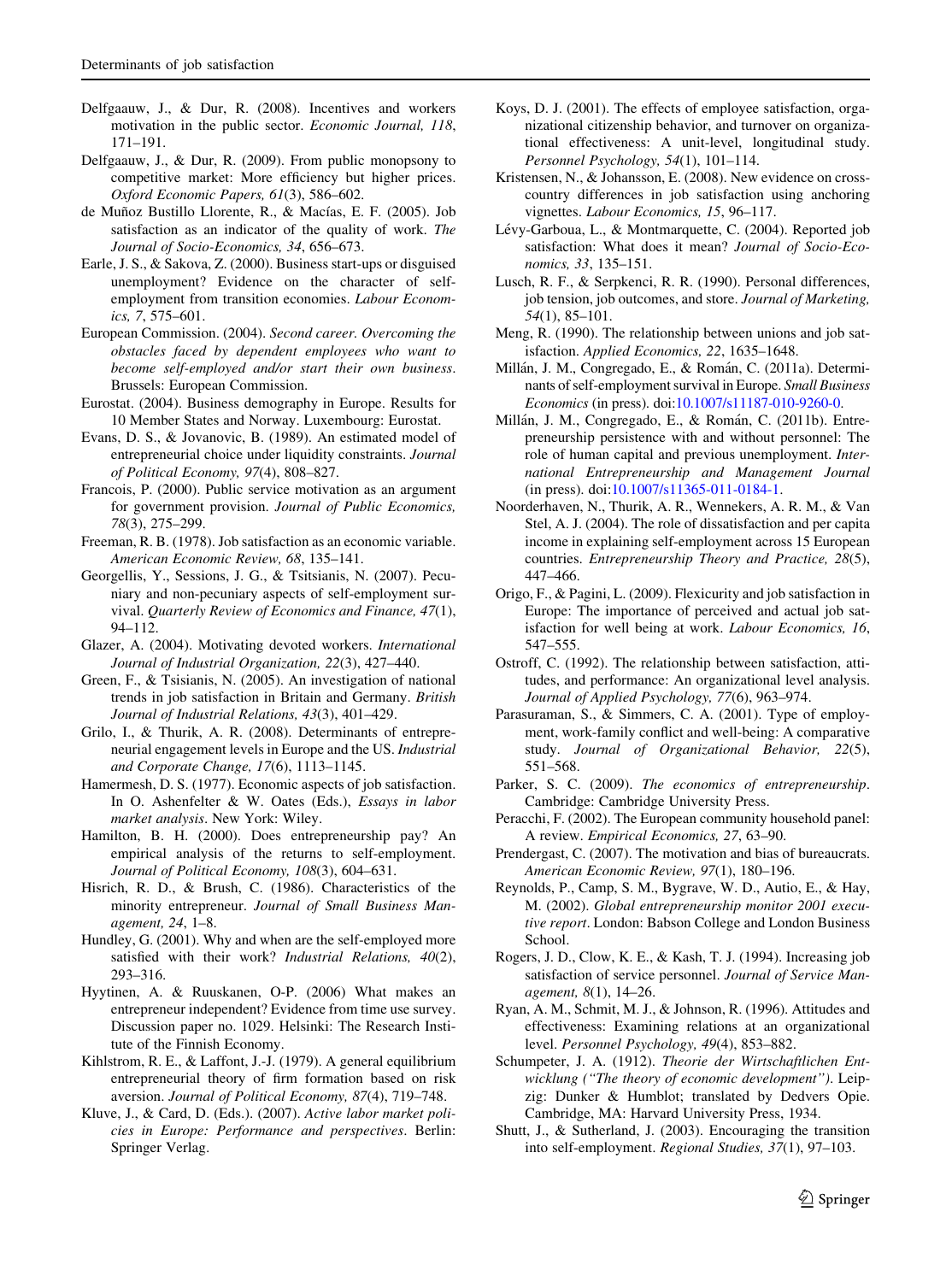Delfgaauw, J., & Dur, R. (2008). Incentives and workers motivation in the public sector. *Economic Journal, 118*, 171–191.

Delfgaauw, J., & Dur, R. (2009). From public monopsony to competitive market: More efficiency but higher prices. *Oxford Economic Papers, 61*(3), 586–602.

de Muñoz Bustillo Llorente, R., & Macías, E. F. (2005). Job satisfaction as an indicator of the quality of work. *The Journal of Socio-Economics, 34*, 656–673.

Earle, J. S., & Sakova, Z. (2000). Business start-ups or disguised unemployment? Evidence on the character of self-employment from transition economies. *Labour Economics, 7*, 575–601.

European Commission. (2004). *Second career. Overcoming the obstacles faced by dependent employees who want to become self-employed and/or start their own business*. Brussels: European Commission.

Eurostat. (2004). Business demography in Europe. Results for 10 Member States and Norway. Luxembourg: Eurostat.

Evans, D. S., & Jovanovic, B. (1989). An estimated model of entrepreneurial choice under liquidity constraints. *Journal of Political Economy, 97*(4), 808–827.

Francois, P. (2000). Public service motivation as an argument for government provision. *Journal of Public Economics, 78*(3), 275–299.

Freeman, R. B. (1978). Job satisfaction as an economic variable. *American Economic Review, 68*, 135–141.

Georgellis, Y., Sessions, J. G., & Tsitsianis, N. (2007). Pecuniary and non-pecuniary aspects of self-employment survival. *Quarterly Review of Economics and Finance, 47*(1), 94–112.

Glazer, A. (2004). Motivating devoted workers. *International Journal of Industrial Organization, 22*(3), 427–440.

Green, F., & Tsisianis, N. (2005). An investigation of national trends in job satisfaction in Britain and Germany. *British Journal of Industrial Relations, 43*(3), 401–429.

Grilo, I., & Thurik, A. R. (2008). Determinants of entrepreneurial engagement levels in Europe and the US. *Industrial and Corporate Change, 17*(6), 1113–1145.

Hamermesh, D. S. (1977). Economic aspects of job satisfaction. In O. Ashenfelter & W. Oates (Eds.), *Essays in labor market analysis*. New York: Wiley.

Hamilton, B. H. (2000). Does entrepreneurship pay? An empirical analysis of the returns to self-employment. *Journal of Political Economy, 108*(3), 604–631.

Hisrich, R. D., & Brush, C. (1986). Characteristics of the minority entrepreneur. *Journal of Small Business Management, 24*, 1–8.

Hundley, G. (2001). Why and when are the self-employed more satisfied with their work? *Industrial Relations, 40*(2), 293–316.

Hyytinen, A. & Ruuskanen, O-P. (2006) What makes an entrepreneur independent? Evidence from time use survey. Discussion paper no. 1029. Helsinki: The Research Institute of the Finnish Economy.

Kihlstrom, R. E., & Laffont, J.-J. (1979). A general equilibrium entrepreneurial theory of firm formation based on risk aversion. *Journal of Political Economy, 87*(4), 719–748.

Kluve, J., & Card, D. (Eds.). (2007). *Active labor market policies in Europe: Performance and perspectives*. Berlin: Springer Verlag.

Koys, D. J. (2001). The effects of employee satisfaction, organizational citizenship behavior, and turnover on organizational effectiveness: A unit-level, longitudinal study. *Personnel Psychology, 54*(1), 101–114.

Kristensen, N., & Johansson, E. (2008). New evidence on cross-country differences in job satisfaction using anchoring vignettes. *Labour Economics, 15*, 96–117.

Lévy-Garboua, L., & Montmarquette, C. (2004). Reported job satisfaction: What does it mean? *Journal of Socio-Economics, 33*, 135–151.

Lusch, R. F., & Serpkenci, R. R. (1990). Personal differences, job tension, job outcomes, and store. *Journal of Marketing, 54*(1), 85–101.

Meng, R. (1990). The relationship between unions and job satisfaction. *Applied Economics, 22*, 1635–1648.

Millán, J. M., Congregado, E., & Román, C. (2011a). Determinants of self-employment survival in Europe. *Small Business Economics* (in press). doi:10.1007/s11187-010-9260-0.

Millán, J. M., Congregado, E., & Román, C. (2011b). Entrepreneurship persistence with and without personnel: The role of human capital and previous unemployment. *International Entrepreneurship and Management Journal* (in press). doi:10.1007/s11365-011-0184-1.

Noorderhaven, N., Thurik, A. R., Wennekers, A. R. M., & Van Stel, A. J. (2004). The role of dissatisfaction and per capita income in explaining self-employment across 15 European countries. *Entrepreneurship Theory and Practice, 28*(5), 447–466.

Origo, F., & Pagini, L. (2009). Flexicurity and job satisfaction in Europe: The importance of perceived and actual job satisfaction for well being at work. *Labour Economics, 16*, 547–555.

Ostroff, C. (1992). The relationship between satisfaction, attitudes, and performance: An organizational level analysis. *Journal of Applied Psychology, 77*(6), 963–974.

Parasuraman, S., & Simmers, C. A. (2001). Type of employment, work-family conflict and well-being: A comparative study. *Journal of Organizational Behavior, 22*(5), 551–568.

Parker, S. C. (2009). *The economics of entrepreneurship*. Cambridge: Cambridge University Press.

Peracchi, F. (2002). The European community household panel: A review. *Empirical Economics, 27*, 63–90.

Prendergast, C. (2007). The motivation and bias of bureaucrats. *American Economic Review, 97*(1), 180–196.

Reynolds, P., Camp, S. M., Bygrave, W. D., Autio, E., & Hay, M. (2002). *Global entrepreneurship monitor 2001 executive report*. London: Babson College and London Business School.

Rogers, J. D., Clow, K. E., & Kash, T. J. (1994). Increasing job satisfaction of service personnel. *Journal of Service Management, 8*(1), 14–26.

Ryan, A. M., Schmit, M. J., & Johnson, R. (1996). Attitudes and effectiveness: Examining relations at an organizational level. *Personnel Psychology, 49*(4), 853–882.

Schumpeter, J. A. (1912). *Theorie der Wirtschaftlichen Entwicklung ("The theory of economic development")*. Leipzig: Dunker & Humblot; translated by Dedvers Opie. Cambridge, MA: Harvard University Press, 1934.

Shutt, J., & Sutherland, J. (2003). Encouraging the transition into self-employment. *Regional Studies, 37*(1), 97–103.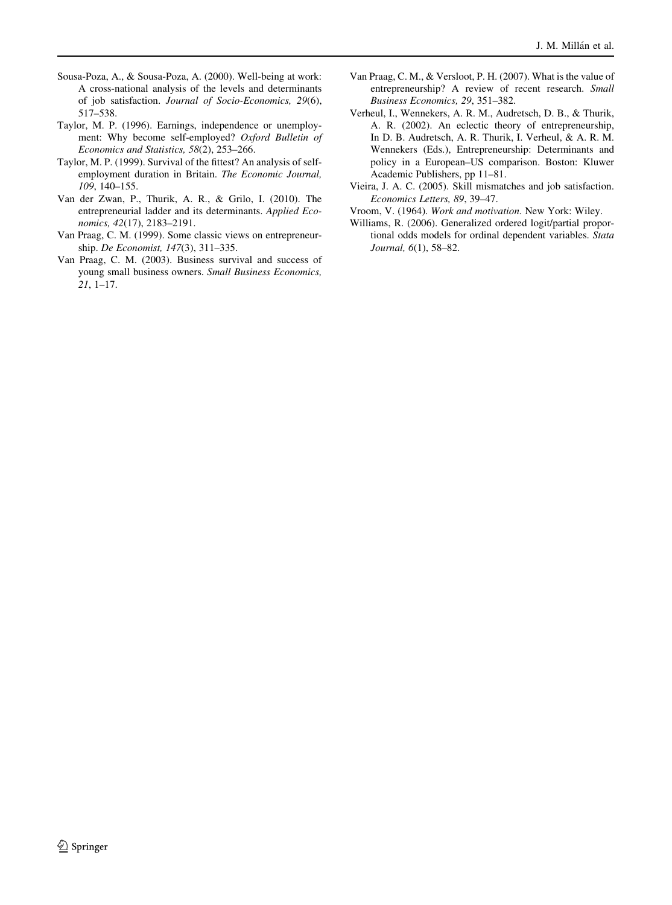Sousa-Poza, A., & Sousa-Poza, A. (2000). Well-being at work: A cross-national analysis of the levels and determinants of job satisfaction. *Journal of Socio-Economics, 29*(6), 517–538.

Taylor, M. P. (1996). Earnings, independence or unemployment: Why become self-employed? *Oxford Bulletin of Economics and Statistics, 58*(2), 253–266.

Taylor, M. P. (1999). Survival of the fittest? An analysis of self-employment duration in Britain. *The Economic Journal, 109*, 140–155.

Van der Zwan, P., Thurik, A. R., & Grilo, I. (2010). The entrepreneurial ladder and its determinants. *Applied Economics, 42*(17), 2183–2191.

Van Praag, C. M. (1999). Some classic views on entrepreneurship. *De Economist, 147*(3), 311–335.

Van Praag, C. M. (2003). Business survival and success of young small business owners. *Small Business Economics, 21*, 1–17.

Van Praag, C. M., & Versloot, P. H. (2007). What is the value of entrepreneurship? A review of recent research. *Small Business Economics, 29*, 351–382.

Verheul, I., Wennekers, A. R. M., Audretsch, D. B., & Thurik, A. R. (2002). An eclectic theory of entrepreneurship, In D. B. Audretsch, A. R. Thurik, I. Verheul, & A. R. M. Wennekers (Eds.), Entrepreneurship: Determinants and policy in a European–US comparison. Boston: Kluwer Academic Publishers, pp 11–81.

Vieira, J. A. C. (2005). Skill mismatches and job satisfaction. *Economics Letters, 89*, 39–47.

Vroom, V. (1964). *Work and motivation*. New York: Wiley.

Williams, R. (2006). Generalized ordered logit/partial proportional odds models for ordinal dependent variables. *Stata Journal, 6*(1), 58–82.